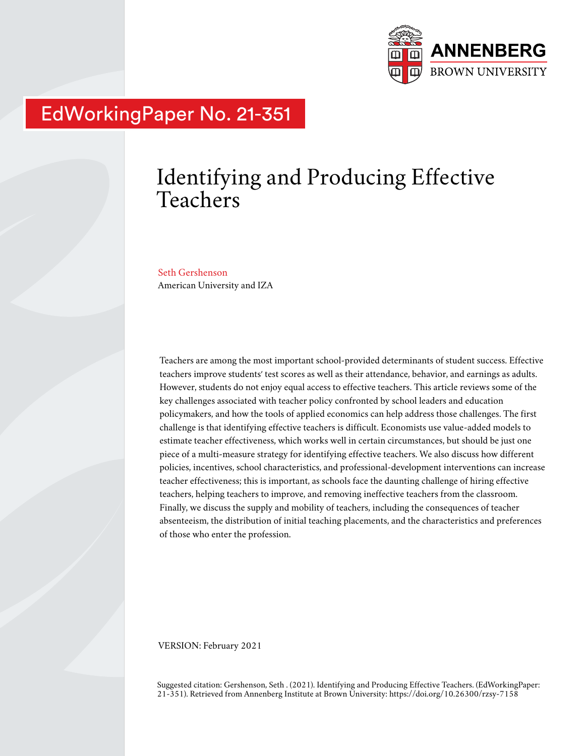ANNENBERG
BROWN UNIVERSITY

EdWorkingPaper No. 21-351

# Identifying and Producing Effective Teachers

Seth Gershenson
American University and IZA

Teachers are among the most important school-provided determinants of student success. Effective teachers improve students' test scores as well as their attendance, behavior, and earnings as adults. However, students do not enjoy equal access to effective teachers. This article reviews some of the key challenges associated with teacher policy confronted by school leaders and education policymakers, and how the tools of applied economics can help address those challenges. The first challenge is that identifying effective teachers is difficult. Economists use value-added models to estimate teacher effectiveness, which works well in certain circumstances, but should be just one piece of a multi-measure strategy for identifying effective teachers. We also discuss how different policies, incentives, school characteristics, and professional-development interventions can increase teacher effectiveness; this is important, as schools face the daunting challenge of hiring effective teachers, helping teachers to improve, and removing ineffective teachers from the classroom. Finally, we discuss the supply and mobility of teachers, including the consequences of teacher absenteeism, the distribution of initial teaching placements, and the characteristics and preferences of those who enter the profession.

VERSION: February 2021

Suggested citation: Gershenson, Seth . (2021). Identifying and Producing Effective Teachers. (EdWorkingPaper: 21-351). Retrieved from Annenberg Institute at Brown University: https://doi.org/10.26300/rzsy-7158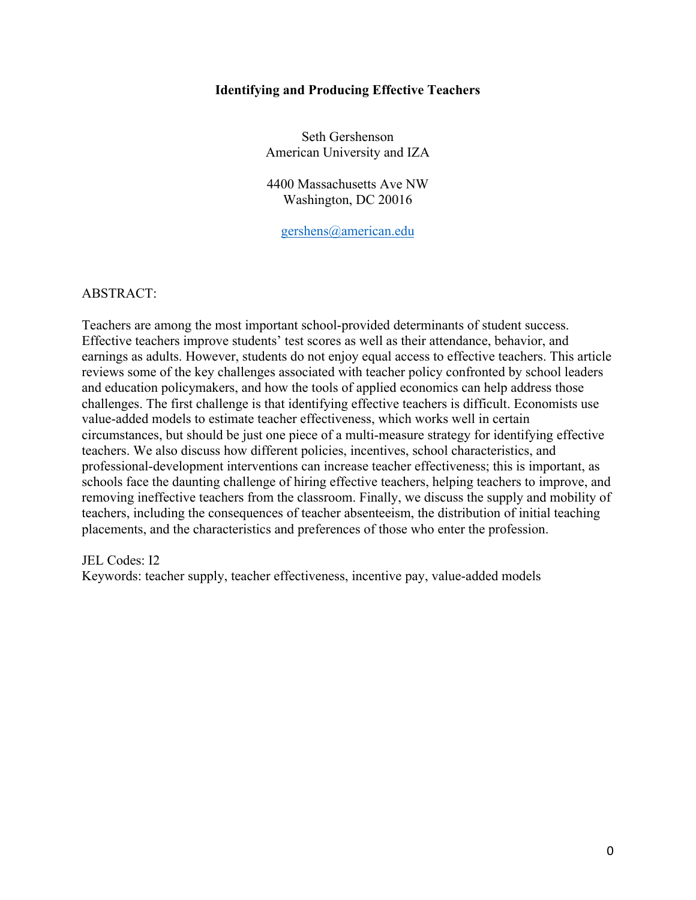# Identifying and Producing Effective Teachers

Seth Gershenson
American University and IZA

4400 Massachusetts Ave NW
Washington, DC 20016

gershens@american.edu

ABSTRACT:

Teachers are among the most important school-provided determinants of student success. Effective teachers improve students' test scores as well as their attendance, behavior, and earnings as adults. However, students do not enjoy equal access to effective teachers. This article reviews some of the key challenges associated with teacher policy confronted by school leaders and education policymakers, and how the tools of applied economics can help address those challenges. The first challenge is that identifying effective teachers is difficult. Economists use value-added models to estimate teacher effectiveness, which works well in certain circumstances, but should be just one piece of a multi-measure strategy for identifying effective teachers. We also discuss how different policies, incentives, school characteristics, and professional-development interventions can increase teacher effectiveness; this is important, as schools face the daunting challenge of hiring effective teachers, helping teachers to improve, and removing ineffective teachers from the classroom. Finally, we discuss the supply and mobility of teachers, including the consequences of teacher absenteeism, the distribution of initial teaching placements, and the characteristics and preferences of those who enter the profession.

JEL Codes: I2
Keywords: teacher supply, teacher effectiveness, incentive pay, value-added models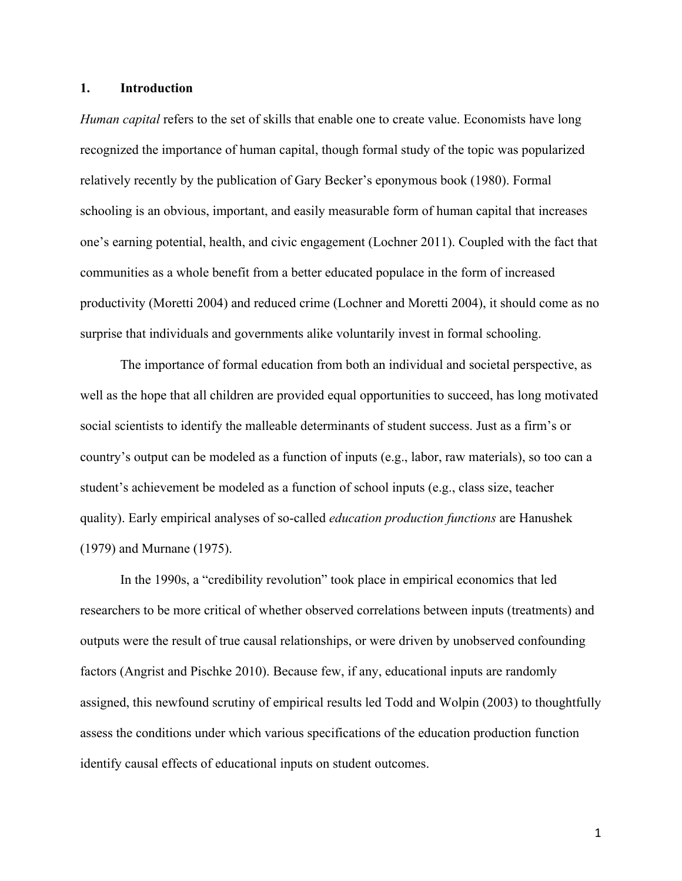## 1. Introduction

*Human capital* refers to the set of skills that enable one to create value. Economists have long recognized the importance of human capital, though formal study of the topic was popularized relatively recently by the publication of Gary Becker's eponymous book (1980). Formal schooling is an obvious, important, and easily measurable form of human capital that increases one's earning potential, health, and civic engagement (Lochner 2011). Coupled with the fact that communities as a whole benefit from a better educated populace in the form of increased productivity (Moretti 2004) and reduced crime (Lochner and Moretti 2004), it should come as no surprise that individuals and governments alike voluntarily invest in formal schooling.

The importance of formal education from both an individual and societal perspective, as well as the hope that all children are provided equal opportunities to succeed, has long motivated social scientists to identify the malleable determinants of student success. Just as a firm's or country's output can be modeled as a function of inputs (e.g., labor, raw materials), so too can a student's achievement be modeled as a function of school inputs (e.g., class size, teacher quality). Early empirical analyses of so-called *education production functions* are Hanushek (1979) and Murnane (1975).

In the 1990s, a "credibility revolution" took place in empirical economics that led researchers to be more critical of whether observed correlations between inputs (treatments) and outputs were the result of true causal relationships, or were driven by unobserved confounding factors (Angrist and Pischke 2010). Because few, if any, educational inputs are randomly assigned, this newfound scrutiny of empirical results led Todd and Wolpin (2003) to thoughtfully assess the conditions under which various specifications of the education production function identify causal effects of educational inputs on student outcomes.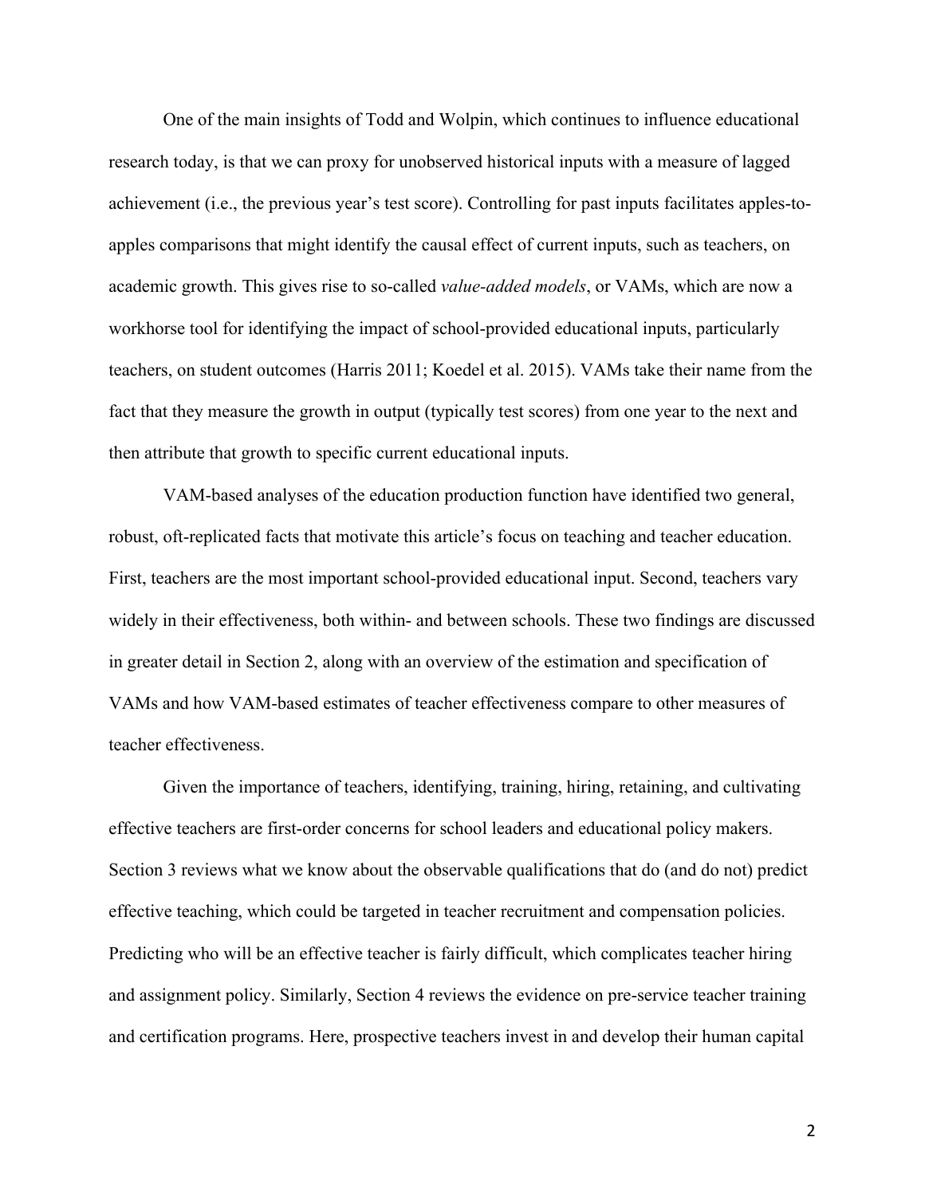One of the main insights of Todd and Wolpin, which continues to influence educational research today, is that we can proxy for unobserved historical inputs with a measure of lagged achievement (i.e., the previous year's test score). Controlling for past inputs facilitates apples-to-apples comparisons that might identify the causal effect of current inputs, such as teachers, on academic growth. This gives rise to so-called *value-added models*, or VAMs, which are now a workhorse tool for identifying the impact of school-provided educational inputs, particularly teachers, on student outcomes (Harris 2011; Koedel et al. 2015). VAMs take their name from the fact that they measure the growth in output (typically test scores) from one year to the next and then attribute that growth to specific current educational inputs.

VAM-based analyses of the education production function have identified two general, robust, oft-replicated facts that motivate this article's focus on teaching and teacher education. First, teachers are the most important school-provided educational input. Second, teachers vary widely in their effectiveness, both within- and between schools. These two findings are discussed in greater detail in Section 2, along with an overview of the estimation and specification of VAMs and how VAM-based estimates of teacher effectiveness compare to other measures of teacher effectiveness.

Given the importance of teachers, identifying, training, hiring, retaining, and cultivating effective teachers are first-order concerns for school leaders and educational policy makers. Section 3 reviews what we know about the observable qualifications that do (and do not) predict effective teaching, which could be targeted in teacher recruitment and compensation policies. Predicting who will be an effective teacher is fairly difficult, which complicates teacher hiring and assignment policy. Similarly, Section 4 reviews the evidence on pre-service teacher training and certification programs. Here, prospective teachers invest in and develop their human capital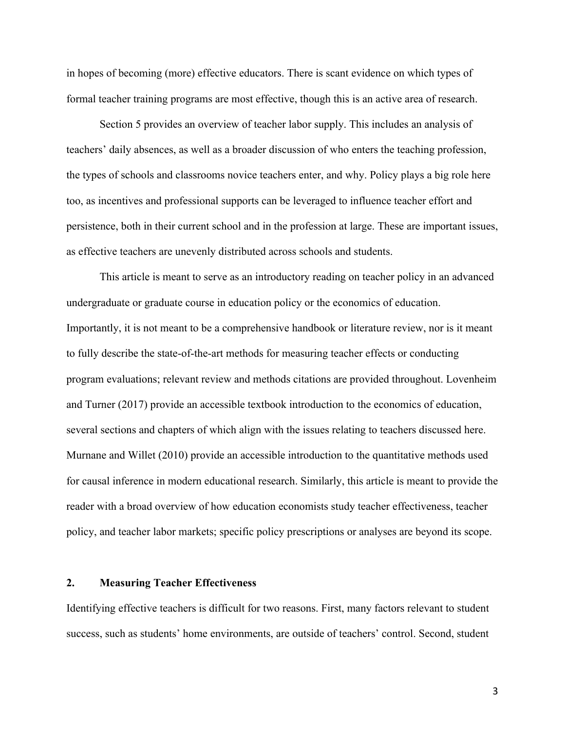in hopes of becoming (more) effective educators. There is scant evidence on which types of formal teacher training programs are most effective, though this is an active area of research.

Section 5 provides an overview of teacher labor supply. This includes an analysis of teachers' daily absences, as well as a broader discussion of who enters the teaching profession, the types of schools and classrooms novice teachers enter, and why. Policy plays a big role here too, as incentives and professional supports can be leveraged to influence teacher effort and persistence, both in their current school and in the profession at large. These are important issues, as effective teachers are unevenly distributed across schools and students.

This article is meant to serve as an introductory reading on teacher policy in an advanced undergraduate or graduate course in education policy or the economics of education. Importantly, it is not meant to be a comprehensive handbook or literature review, nor is it meant to fully describe the state-of-the-art methods for measuring teacher effects or conducting program evaluations; relevant review and methods citations are provided throughout. Lovenheim and Turner (2017) provide an accessible textbook introduction to the economics of education, several sections and chapters of which align with the issues relating to teachers discussed here. Murnane and Willet (2010) provide an accessible introduction to the quantitative methods used for causal inference in modern educational research. Similarly, this article is meant to provide the reader with a broad overview of how education economists study teacher effectiveness, teacher policy, and teacher labor markets; specific policy prescriptions or analyses are beyond its scope.

## 2. Measuring Teacher Effectiveness

Identifying effective teachers is difficult for two reasons. First, many factors relevant to student success, such as students' home environments, are outside of teachers' control. Second, student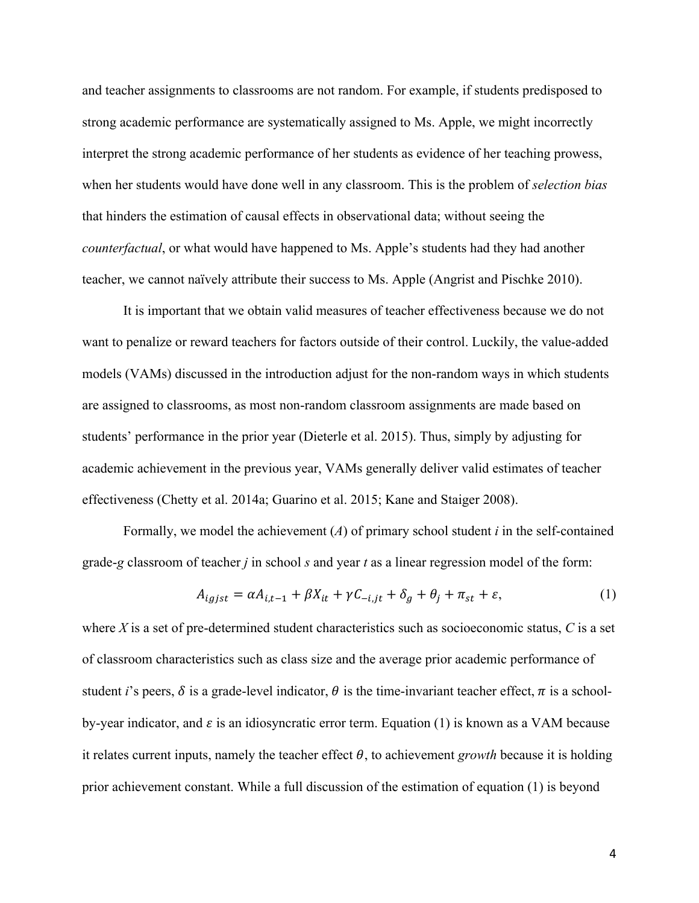and teacher assignments to classrooms are not random. For example, if students predisposed to strong academic performance are systematically assigned to Ms. Apple, we might incorrectly interpret the strong academic performance of her students as evidence of her teaching prowess, when her students would have done well in any classroom. This is the problem of *selection bias* that hinders the estimation of causal effects in observational data; without seeing the *counterfactual*, or what would have happened to Ms. Apple's students had they had another teacher, we cannot naïvely attribute their success to Ms. Apple (Angrist and Pischke 2010).

It is important that we obtain valid measures of teacher effectiveness because we do not want to penalize or reward teachers for factors outside of their control. Luckily, the value-added models (VAMs) discussed in the introduction adjust for the non-random ways in which students are assigned to classrooms, as most non-random classroom assignments are made based on students' performance in the prior year (Dieterle et al. 2015). Thus, simply by adjusting for academic achievement in the previous year, VAMs generally deliver valid estimates of teacher effectiveness (Chetty et al. 2014a; Guarino et al. 2015; Kane and Staiger 2008).

Formally, we model the achievement ($A$) of primary school student $i$ in the self-contained grade-$g$ classroom of teacher $j$ in school $s$ and year $t$ as a linear regression model of the form:

$$A_{igjst} = \alpha A_{i,t-1} + \beta X_{it} + \gamma C_{-i,jt} + \delta_g + \theta_j + \pi_{st} + \varepsilon, \tag{1}$$

where $X$ is a set of pre-determined student characteristics such as socioeconomic status, $C$ is a set of classroom characteristics such as class size and the average prior academic performance of student $i$'s peers, $\delta$ is a grade-level indicator, $\theta$ is the time-invariant teacher effect, $\pi$ is a school-by-year indicator, and $\varepsilon$ is an idiosyncratic error term. Equation (1) is known as a VAM because it relates current inputs, namely the teacher effect $\theta$, to achievement *growth* because it is holding prior achievement constant. While a full discussion of the estimation of equation (1) is beyond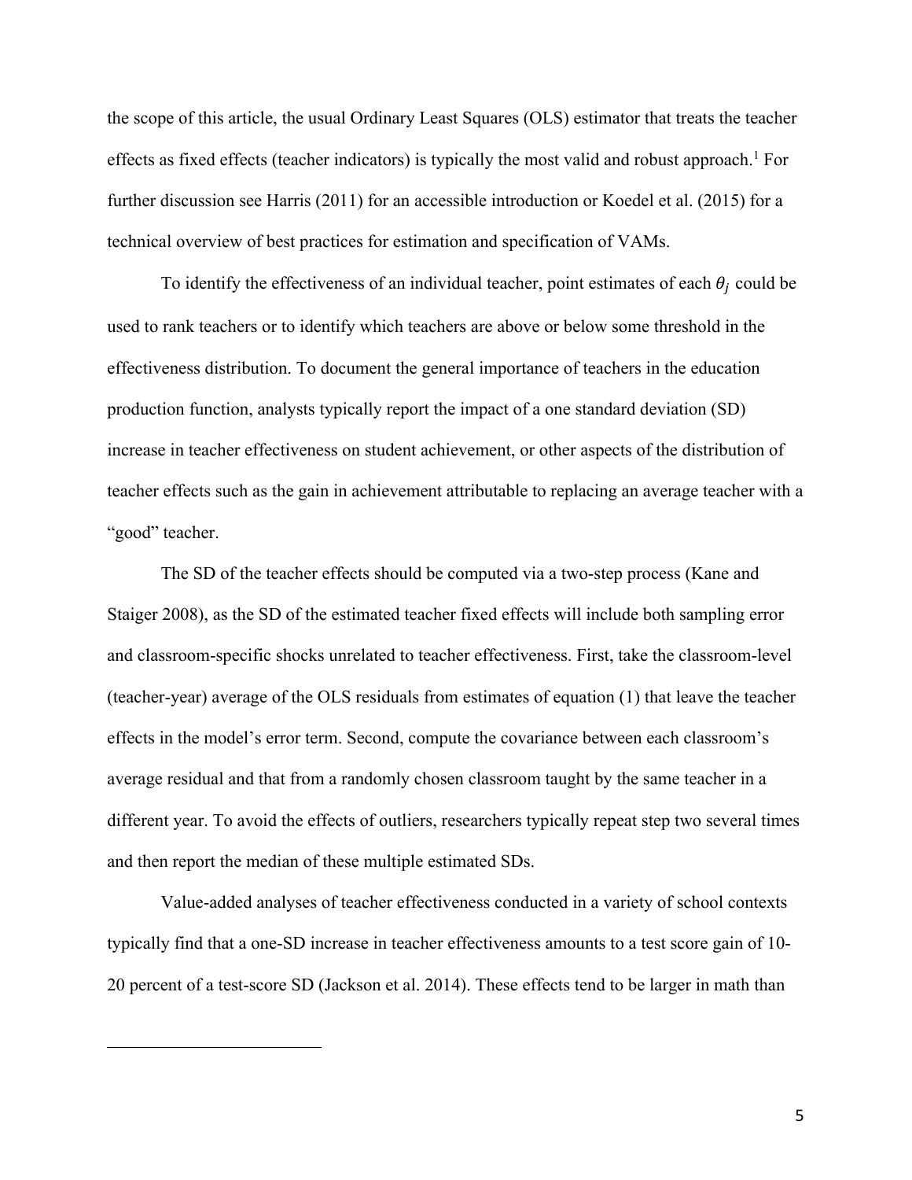the scope of this article, the usual Ordinary Least Squares (OLS) estimator that treats the teacher effects as fixed effects (teacher indicators) is typically the most valid and robust approach.[1] For further discussion see Harris (2011) for an accessible introduction or Koedel et al. (2015) for a technical overview of best practices for estimation and specification of VAMs.

To identify the effectiveness of an individual teacher, point estimates of each $\theta_j$ could be used to rank teachers or to identify which teachers are above or below some threshold in the effectiveness distribution. To document the general importance of teachers in the education production function, analysts typically report the impact of a one standard deviation (SD) increase in teacher effectiveness on student achievement, or other aspects of the distribution of teacher effects such as the gain in achievement attributable to replacing an average teacher with a "good" teacher.

The SD of the teacher effects should be computed via a two-step process (Kane and Staiger 2008), as the SD of the estimated teacher fixed effects will include both sampling error and classroom-specific shocks unrelated to teacher effectiveness. First, take the classroom-level (teacher-year) average of the OLS residuals from estimates of equation (1) that leave the teacher effects in the model's error term. Second, compute the covariance between each classroom's average residual and that from a randomly chosen classroom taught by the same teacher in a different year. To avoid the effects of outliers, researchers typically repeat step two several times and then report the median of these multiple estimated SDs.

Value-added analyses of teacher effectiveness conducted in a variety of school contexts typically find that a one-SD increase in teacher effectiveness amounts to a test score gain of 10-20 percent of a test-score SD (Jackson et al. 2014). These effects tend to be larger in math than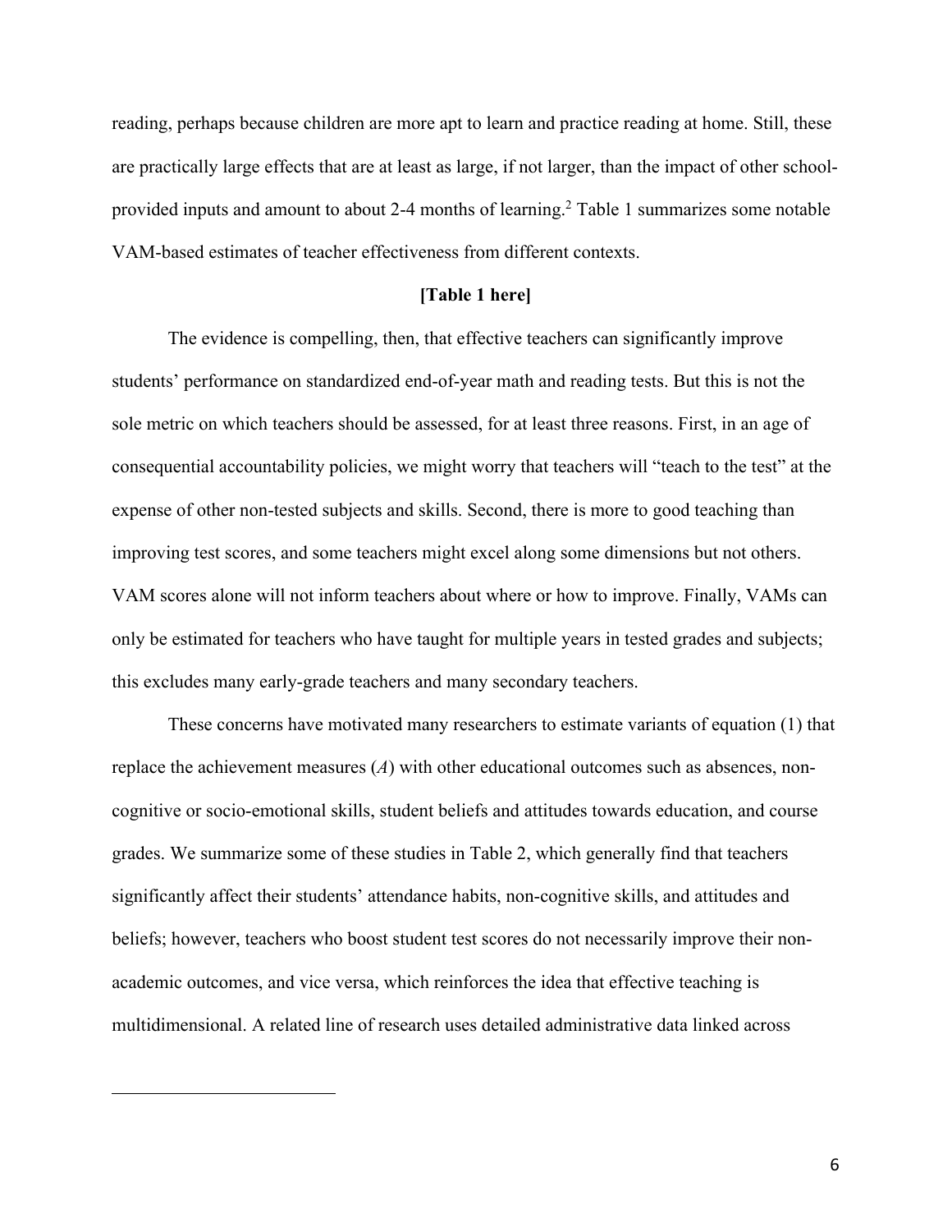reading, perhaps because children are more apt to learn and practice reading at home. Still, these are practically large effects that are at least as large, if not larger, than the impact of other school-provided inputs and amount to about 2-4 months of learning.[2] Table 1 summarizes some notable VAM-based estimates of teacher effectiveness from different contexts.

**[Table 1 here]**

The evidence is compelling, then, that effective teachers can significantly improve students' performance on standardized end-of-year math and reading tests. But this is not the sole metric on which teachers should be assessed, for at least three reasons. First, in an age of consequential accountability policies, we might worry that teachers will "teach to the test" at the expense of other non-tested subjects and skills. Second, there is more to good teaching than improving test scores, and some teachers might excel along some dimensions but not others. VAM scores alone will not inform teachers about where or how to improve. Finally, VAMs can only be estimated for teachers who have taught for multiple years in tested grades and subjects; this excludes many early-grade teachers and many secondary teachers.

These concerns have motivated many researchers to estimate variants of equation (1) that replace the achievement measures ($A$) with other educational outcomes such as absences, non-cognitive or socio-emotional skills, student beliefs and attitudes towards education, and course grades. We summarize some of these studies in Table 2, which generally find that teachers significantly affect their students' attendance habits, non-cognitive skills, and attitudes and beliefs; however, teachers who boost student test scores do not necessarily improve their non-academic outcomes, and vice versa, which reinforces the idea that effective teaching is multidimensional. A related line of research uses detailed administrative data linked across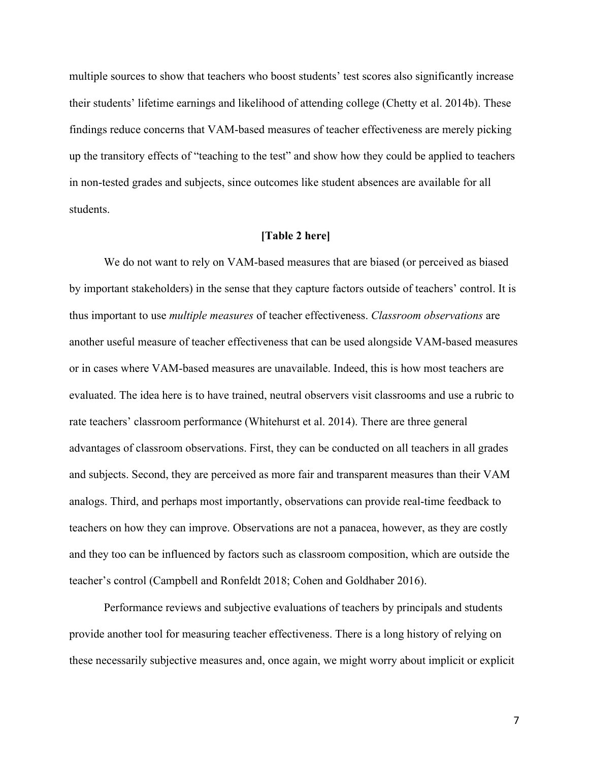multiple sources to show that teachers who boost students' test scores also significantly increase their students' lifetime earnings and likelihood of attending college (Chetty et al. 2014b). These findings reduce concerns that VAM-based measures of teacher effectiveness are merely picking up the transitory effects of "teaching to the test" and show how they could be applied to teachers in non-tested grades and subjects, since outcomes like student absences are available for all students.

**[Table 2 here]**

We do not want to rely on VAM-based measures that are biased (or perceived as biased by important stakeholders) in the sense that they capture factors outside of teachers' control. It is thus important to use *multiple measures* of teacher effectiveness. *Classroom observations* are another useful measure of teacher effectiveness that can be used alongside VAM-based measures or in cases where VAM-based measures are unavailable. Indeed, this is how most teachers are evaluated. The idea here is to have trained, neutral observers visit classrooms and use a rubric to rate teachers' classroom performance (Whitehurst et al. 2014). There are three general advantages of classroom observations. First, they can be conducted on all teachers in all grades and subjects. Second, they are perceived as more fair and transparent measures than their VAM analogs. Third, and perhaps most importantly, observations can provide real-time feedback to teachers on how they can improve. Observations are not a panacea, however, as they are costly and they too can be influenced by factors such as classroom composition, which are outside the teacher's control (Campbell and Ronfeldt 2018; Cohen and Goldhaber 2016).

Performance reviews and subjective evaluations of teachers by principals and students provide another tool for measuring teacher effectiveness. There is a long history of relying on these necessarily subjective measures and, once again, we might worry about implicit or explicit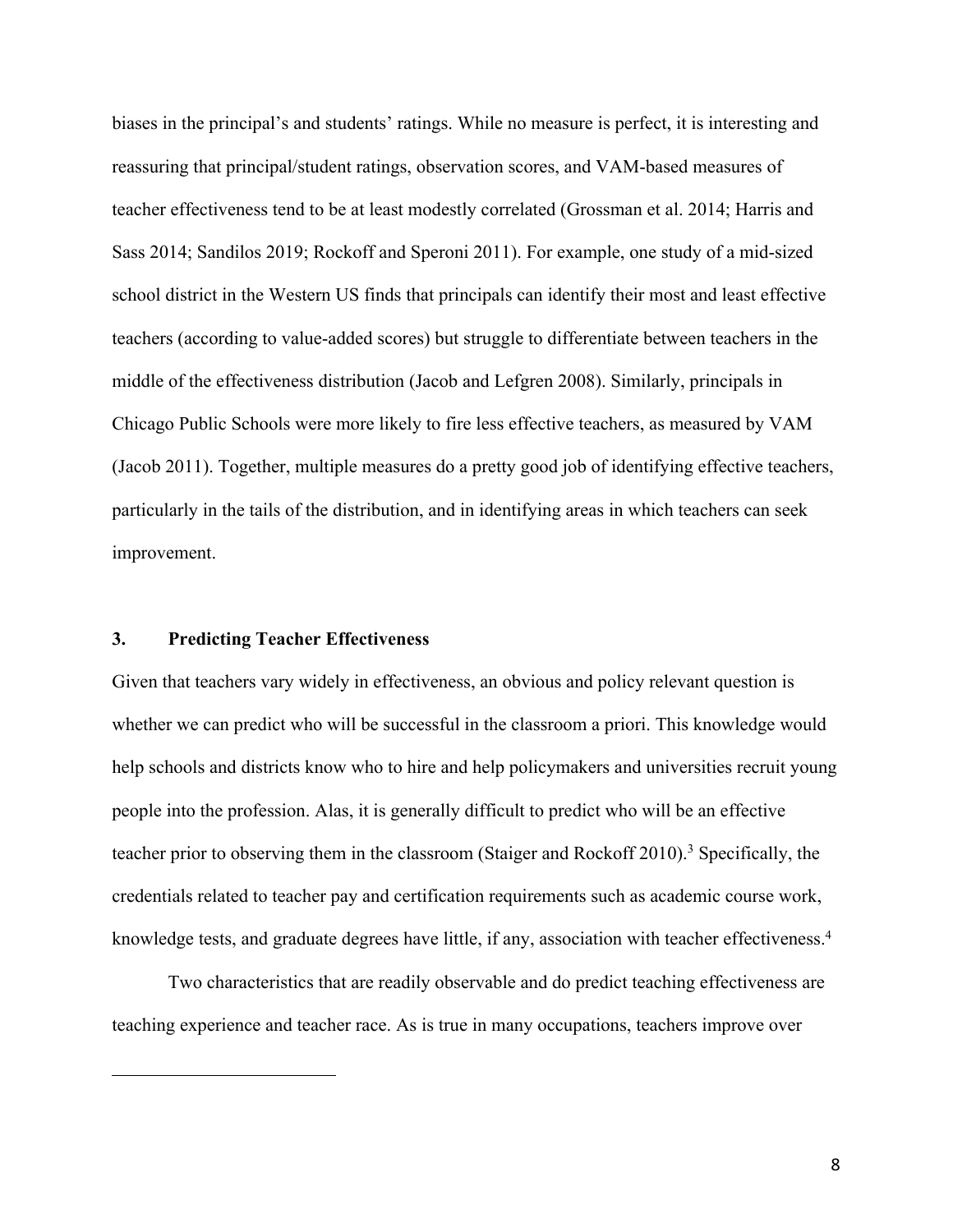biases in the principal's and students' ratings. While no measure is perfect, it is interesting and reassuring that principal/student ratings, observation scores, and VAM-based measures of teacher effectiveness tend to be at least modestly correlated (Grossman et al. 2014; Harris and Sass 2014; Sandilos 2019; Rockoff and Speroni 2011). For example, one study of a mid-sized school district in the Western US finds that principals can identify their most and least effective teachers (according to value-added scores) but struggle to differentiate between teachers in the middle of the effectiveness distribution (Jacob and Lefgren 2008). Similarly, principals in Chicago Public Schools were more likely to fire less effective teachers, as measured by VAM (Jacob 2011). Together, multiple measures do a pretty good job of identifying effective teachers, particularly in the tails of the distribution, and in identifying areas in which teachers can seek improvement.

## 3. Predicting Teacher Effectiveness

Given that teachers vary widely in effectiveness, an obvious and policy relevant question is whether we can predict who will be successful in the classroom a priori. This knowledge would help schools and districts know who to hire and help policymakers and universities recruit young people into the profession. Alas, it is generally difficult to predict who will be an effective teacher prior to observing them in the classroom (Staiger and Rockoff 2010).[3] Specifically, the credentials related to teacher pay and certification requirements such as academic course work, knowledge tests, and graduate degrees have little, if any, association with teacher effectiveness.[4]

Two characteristics that are readily observable and do predict teaching effectiveness are teaching experience and teacher race. As is true in many occupations, teachers improve over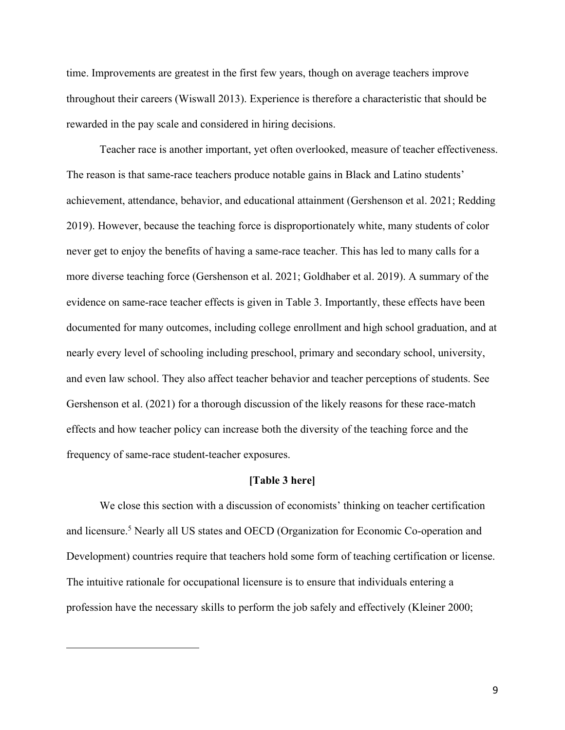time. Improvements are greatest in the first few years, though on average teachers improve throughout their careers (Wiswall 2013). Experience is therefore a characteristic that should be rewarded in the pay scale and considered in hiring decisions.

Teacher race is another important, yet often overlooked, measure of teacher effectiveness. The reason is that same-race teachers produce notable gains in Black and Latino students' achievement, attendance, behavior, and educational attainment (Gershenson et al. 2021; Redding 2019). However, because the teaching force is disproportionately white, many students of color never get to enjoy the benefits of having a same-race teacher. This has led to many calls for a more diverse teaching force (Gershenson et al. 2021; Goldhaber et al. 2019). A summary of the evidence on same-race teacher effects is given in Table 3. Importantly, these effects have been documented for many outcomes, including college enrollment and high school graduation, and at nearly every level of schooling including preschool, primary and secondary school, university, and even law school. They also affect teacher behavior and teacher perceptions of students. See Gershenson et al. (2021) for a thorough discussion of the likely reasons for these race-match effects and how teacher policy can increase both the diversity of the teaching force and the frequency of same-race student-teacher exposures.

**[Table 3 here]**

We close this section with a discussion of economists' thinking on teacher certification and licensure.[5] Nearly all US states and OECD (Organization for Economic Co-operation and Development) countries require that teachers hold some form of teaching certification or license. The intuitive rationale for occupational licensure is to ensure that individuals entering a profession have the necessary skills to perform the job safely and effectively (Kleiner 2000;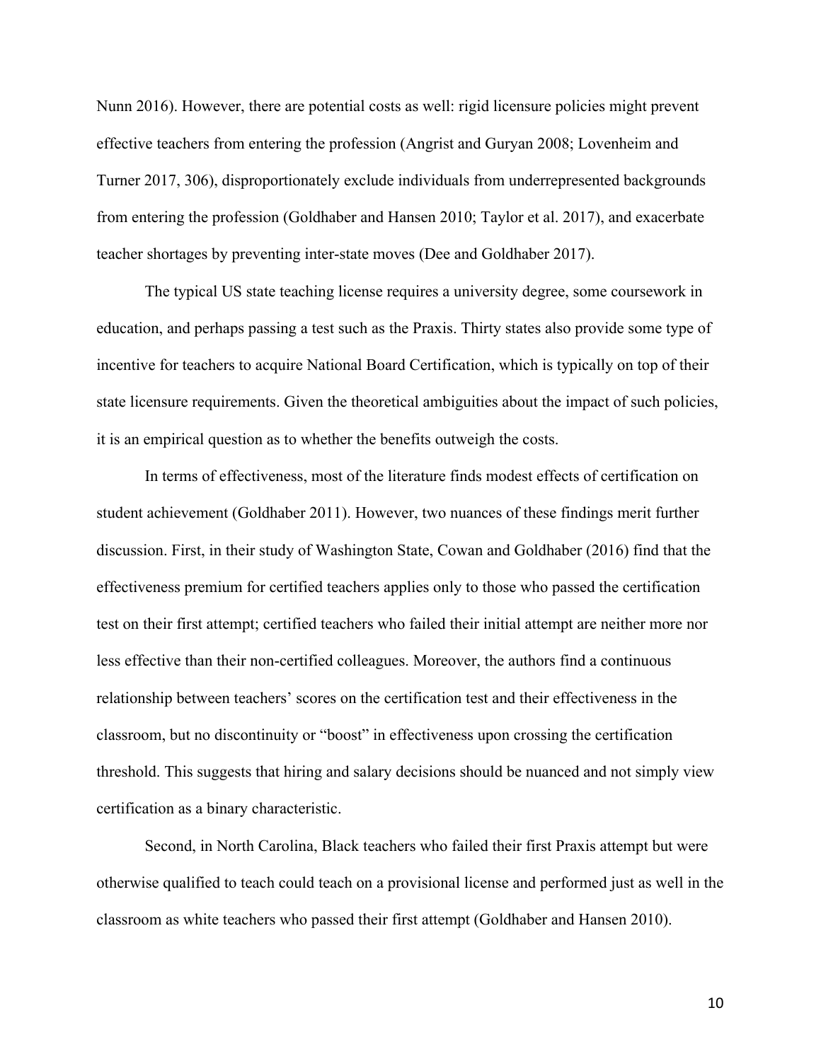Nunn 2016). However, there are potential costs as well: rigid licensure policies might prevent effective teachers from entering the profession (Angrist and Guryan 2008; Lovenheim and Turner 2017, 306), disproportionately exclude individuals from underrepresented backgrounds from entering the profession (Goldhaber and Hansen 2010; Taylor et al. 2017), and exacerbate teacher shortages by preventing inter-state moves (Dee and Goldhaber 2017).

The typical US state teaching license requires a university degree, some coursework in education, and perhaps passing a test such as the Praxis. Thirty states also provide some type of incentive for teachers to acquire National Board Certification, which is typically on top of their state licensure requirements. Given the theoretical ambiguities about the impact of such policies, it is an empirical question as to whether the benefits outweigh the costs.

In terms of effectiveness, most of the literature finds modest effects of certification on student achievement (Goldhaber 2011). However, two nuances of these findings merit further discussion. First, in their study of Washington State, Cowan and Goldhaber (2016) find that the effectiveness premium for certified teachers applies only to those who passed the certification test on their first attempt; certified teachers who failed their initial attempt are neither more nor less effective than their non-certified colleagues. Moreover, the authors find a continuous relationship between teachers' scores on the certification test and their effectiveness in the classroom, but no discontinuity or "boost" in effectiveness upon crossing the certification threshold. This suggests that hiring and salary decisions should be nuanced and not simply view certification as a binary characteristic.

Second, in North Carolina, Black teachers who failed their first Praxis attempt but were otherwise qualified to teach could teach on a provisional license and performed just as well in the classroom as white teachers who passed their first attempt (Goldhaber and Hansen 2010).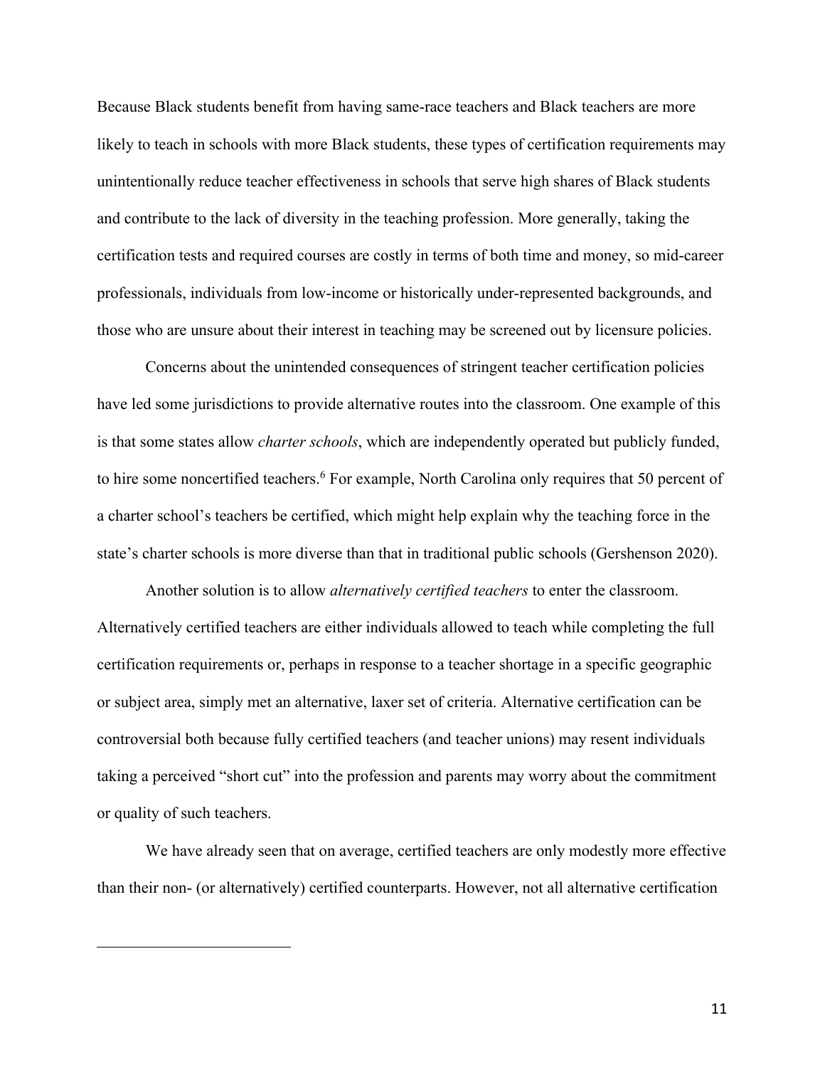Because Black students benefit from having same-race teachers and Black teachers are more likely to teach in schools with more Black students, these types of certification requirements may unintentionally reduce teacher effectiveness in schools that serve high shares of Black students and contribute to the lack of diversity in the teaching profession. More generally, taking the certification tests and required courses are costly in terms of both time and money, so mid-career professionals, individuals from low-income or historically under-represented backgrounds, and those who are unsure about their interest in teaching may be screened out by licensure policies.

Concerns about the unintended consequences of stringent teacher certification policies have led some jurisdictions to provide alternative routes into the classroom. One example of this is that some states allow *charter schools*, which are independently operated but publicly funded, to hire some noncertified teachers.[6] For example, North Carolina only requires that 50 percent of a charter school's teachers be certified, which might help explain why the teaching force in the state's charter schools is more diverse than that in traditional public schools (Gershenson 2020).

Another solution is to allow *alternatively certified teachers* to enter the classroom. Alternatively certified teachers are either individuals allowed to teach while completing the full certification requirements or, perhaps in response to a teacher shortage in a specific geographic or subject area, simply met an alternative, laxer set of criteria. Alternative certification can be controversial both because fully certified teachers (and teacher unions) may resent individuals taking a perceived "short cut" into the profession and parents may worry about the commitment or quality of such teachers.

We have already seen that on average, certified teachers are only modestly more effective than their non- (or alternatively) certified counterparts. However, not all alternative certification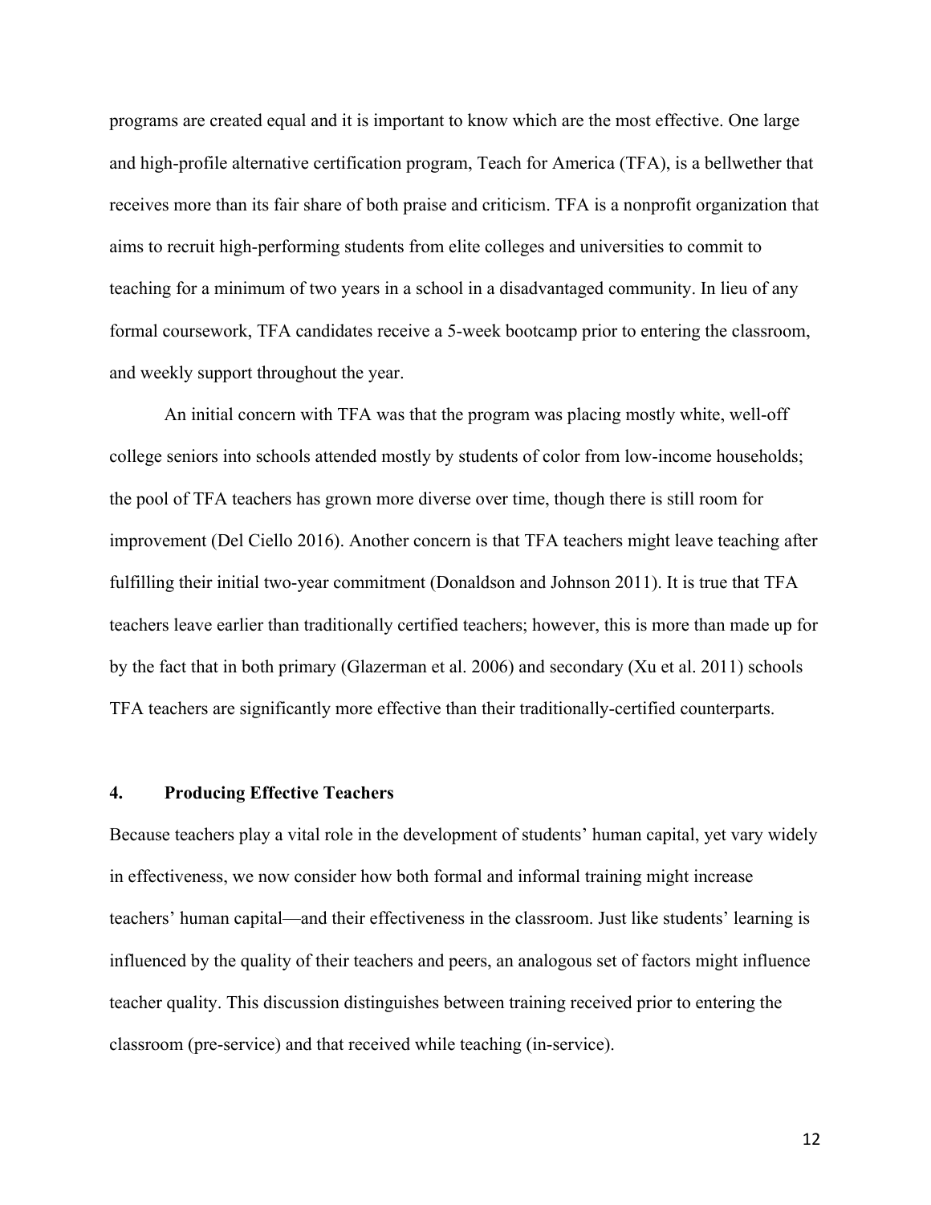programs are created equal and it is important to know which are the most effective. One large and high-profile alternative certification program, Teach for America (TFA), is a bellwether that receives more than its fair share of both praise and criticism. TFA is a nonprofit organization that aims to recruit high-performing students from elite colleges and universities to commit to teaching for a minimum of two years in a school in a disadvantaged community. In lieu of any formal coursework, TFA candidates receive a 5-week bootcamp prior to entering the classroom, and weekly support throughout the year.

An initial concern with TFA was that the program was placing mostly white, well-off college seniors into schools attended mostly by students of color from low-income households; the pool of TFA teachers has grown more diverse over time, though there is still room for improvement (Del Ciello 2016). Another concern is that TFA teachers might leave teaching after fulfilling their initial two-year commitment (Donaldson and Johnson 2011). It is true that TFA teachers leave earlier than traditionally certified teachers; however, this is more than made up for by the fact that in both primary (Glazerman et al. 2006) and secondary (Xu et al. 2011) schools TFA teachers are significantly more effective than their traditionally-certified counterparts.

## 4. Producing Effective Teachers

Because teachers play a vital role in the development of students' human capital, yet vary widely in effectiveness, we now consider how both formal and informal training might increase teachers' human capital—and their effectiveness in the classroom. Just like students' learning is influenced by the quality of their teachers and peers, an analogous set of factors might influence teacher quality. This discussion distinguishes between training received prior to entering the classroom (pre-service) and that received while teaching (in-service).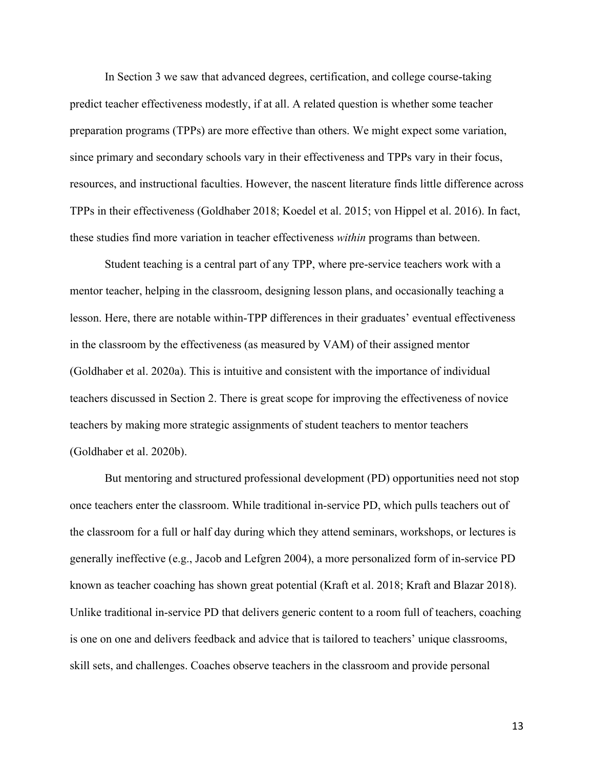In Section 3 we saw that advanced degrees, certification, and college course-taking predict teacher effectiveness modestly, if at all. A related question is whether some teacher preparation programs (TPPs) are more effective than others. We might expect some variation, since primary and secondary schools vary in their effectiveness and TPPs vary in their focus, resources, and instructional faculties. However, the nascent literature finds little difference across TPPs in their effectiveness (Goldhaber 2018; Koedel et al. 2015; von Hippel et al. 2016). In fact, these studies find more variation in teacher effectiveness *within* programs than between.

Student teaching is a central part of any TPP, where pre-service teachers work with a mentor teacher, helping in the classroom, designing lesson plans, and occasionally teaching a lesson. Here, there are notable within-TPP differences in their graduates' eventual effectiveness in the classroom by the effectiveness (as measured by VAM) of their assigned mentor (Goldhaber et al. 2020a). This is intuitive and consistent with the importance of individual teachers discussed in Section 2. There is great scope for improving the effectiveness of novice teachers by making more strategic assignments of student teachers to mentor teachers (Goldhaber et al. 2020b).

But mentoring and structured professional development (PD) opportunities need not stop once teachers enter the classroom. While traditional in-service PD, which pulls teachers out of the classroom for a full or half day during which they attend seminars, workshops, or lectures is generally ineffective (e.g., Jacob and Lefgren 2004), a more personalized form of in-service PD known as teacher coaching has shown great potential (Kraft et al. 2018; Kraft and Blazar 2018). Unlike traditional in-service PD that delivers generic content to a room full of teachers, coaching is one on one and delivers feedback and advice that is tailored to teachers' unique classrooms, skill sets, and challenges. Coaches observe teachers in the classroom and provide personal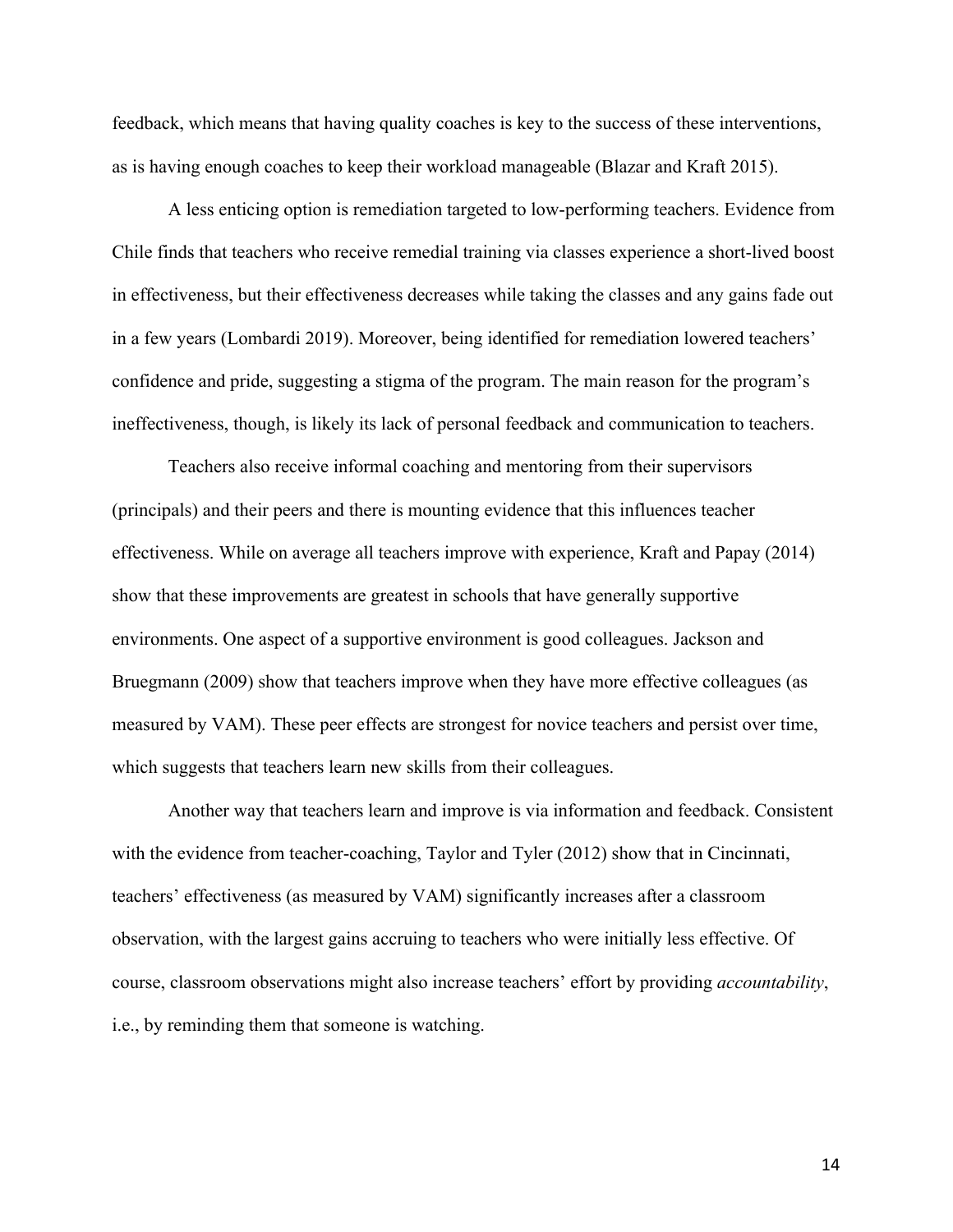feedback, which means that having quality coaches is key to the success of these interventions, as is having enough coaches to keep their workload manageable (Blazar and Kraft 2015).

A less enticing option is remediation targeted to low-performing teachers. Evidence from Chile finds that teachers who receive remedial training via classes experience a short-lived boost in effectiveness, but their effectiveness decreases while taking the classes and any gains fade out in a few years (Lombardi 2019). Moreover, being identified for remediation lowered teachers' confidence and pride, suggesting a stigma of the program. The main reason for the program's ineffectiveness, though, is likely its lack of personal feedback and communication to teachers.

Teachers also receive informal coaching and mentoring from their supervisors (principals) and their peers and there is mounting evidence that this influences teacher effectiveness. While on average all teachers improve with experience, Kraft and Papay (2014) show that these improvements are greatest in schools that have generally supportive environments. One aspect of a supportive environment is good colleagues. Jackson and Bruegmann (2009) show that teachers improve when they have more effective colleagues (as measured by VAM). These peer effects are strongest for novice teachers and persist over time, which suggests that teachers learn new skills from their colleagues.

Another way that teachers learn and improve is via information and feedback. Consistent with the evidence from teacher-coaching, Taylor and Tyler (2012) show that in Cincinnati, teachers' effectiveness (as measured by VAM) significantly increases after a classroom observation, with the largest gains accruing to teachers who were initially less effective. Of course, classroom observations might also increase teachers' effort by providing *accountability*, i.e., by reminding them that someone is watching.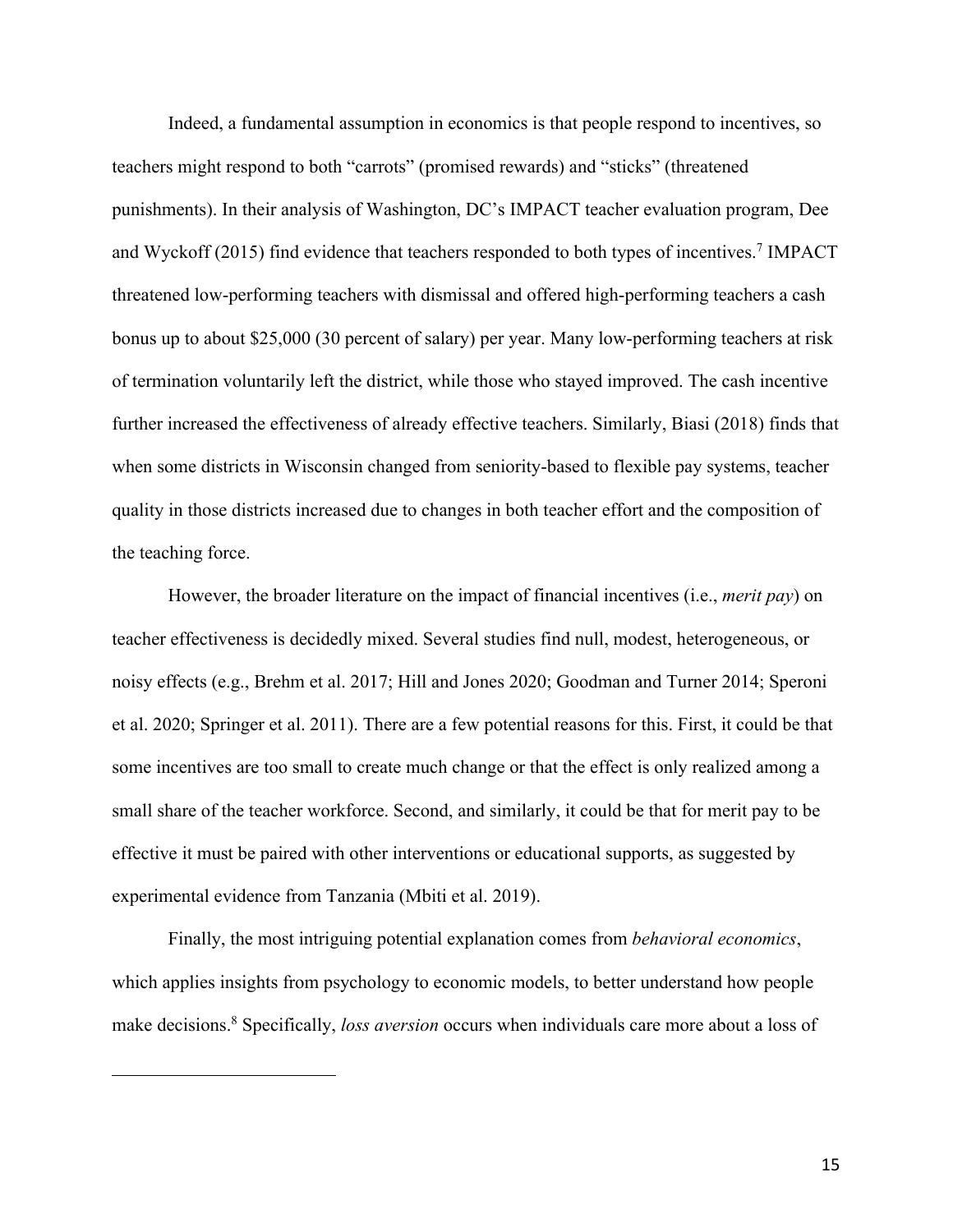Indeed, a fundamental assumption in economics is that people respond to incentives, so teachers might respond to both "carrots" (promised rewards) and "sticks" (threatened punishments). In their analysis of Washington, DC's IMPACT teacher evaluation program, Dee and Wyckoff (2015) find evidence that teachers responded to both types of incentives.[7] IMPACT threatened low-performing teachers with dismissal and offered high-performing teachers a cash bonus up to about $25,000 (30 percent of salary) per year. Many low-performing teachers at risk of termination voluntarily left the district, while those who stayed improved. The cash incentive further increased the effectiveness of already effective teachers. Similarly, Biasi (2018) finds that when some districts in Wisconsin changed from seniority-based to flexible pay systems, teacher quality in those districts increased due to changes in both teacher effort and the composition of the teaching force.

However, the broader literature on the impact of financial incentives (i.e., *merit pay*) on teacher effectiveness is decidedly mixed. Several studies find null, modest, heterogeneous, or noisy effects (e.g., Brehm et al. 2017; Hill and Jones 2020; Goodman and Turner 2014; Speroni et al. 2020; Springer et al. 2011). There are a few potential reasons for this. First, it could be that some incentives are too small to create much change or that the effect is only realized among a small share of the teacher workforce. Second, and similarly, it could be that for merit pay to be effective it must be paired with other interventions or educational supports, as suggested by experimental evidence from Tanzania (Mbiti et al. 2019).

Finally, the most intriguing potential explanation comes from *behavioral economics*, which applies insights from psychology to economic models, to better understand how people make decisions.[8] Specifically, *loss aversion* occurs when individuals care more about a loss of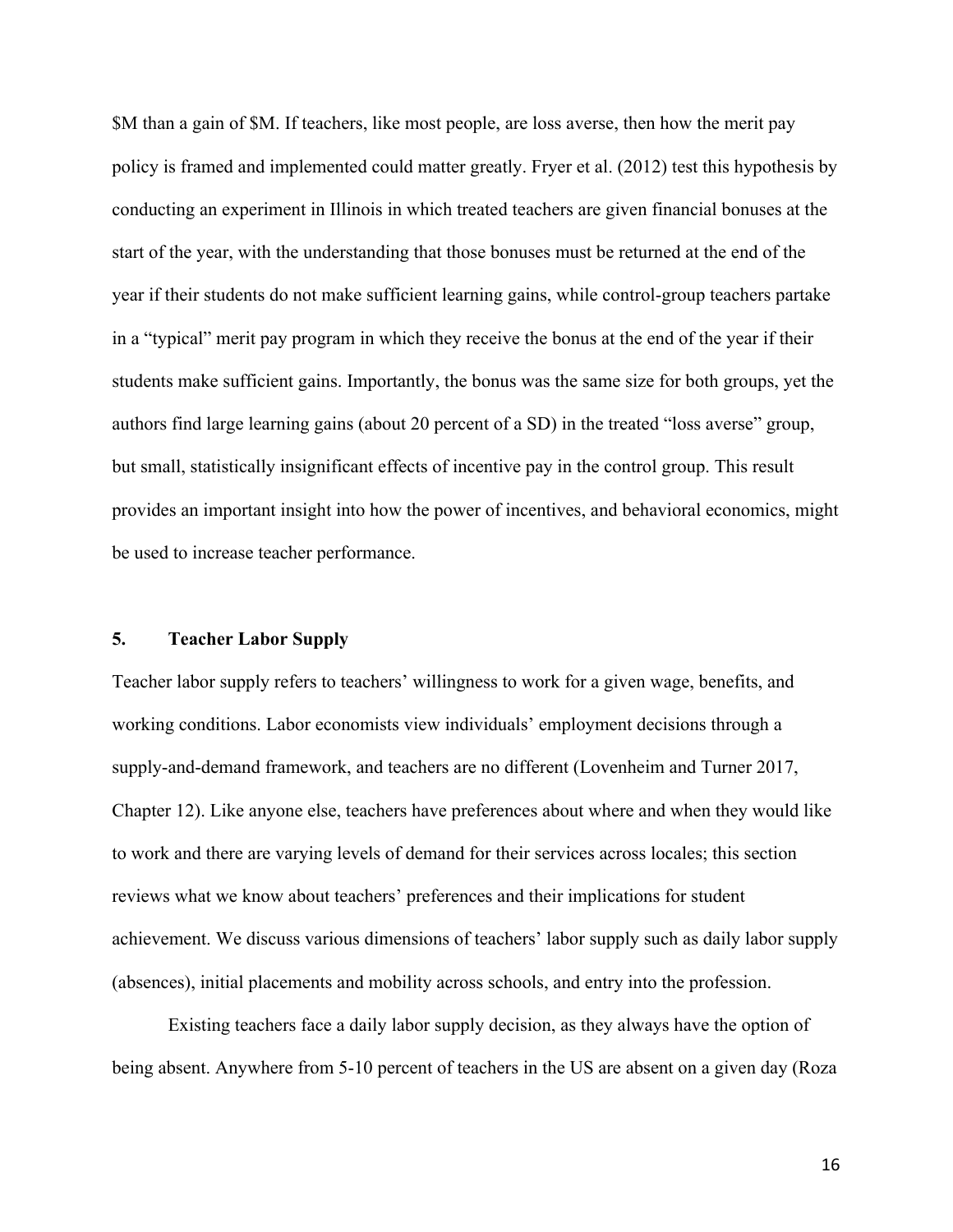$M than a gain of $M. If teachers, like most people, are loss averse, then how the merit pay policy is framed and implemented could matter greatly. Fryer et al. (2012) test this hypothesis by conducting an experiment in Illinois in which treated teachers are given financial bonuses at the start of the year, with the understanding that those bonuses must be returned at the end of the year if their students do not make sufficient learning gains, while control-group teachers partake in a "typical" merit pay program in which they receive the bonus at the end of the year if their students make sufficient gains. Importantly, the bonus was the same size for both groups, yet the authors find large learning gains (about 20 percent of a SD) in the treated "loss averse" group, but small, statistically insignificant effects of incentive pay in the control group. This result provides an important insight into how the power of incentives, and behavioral economics, might be used to increase teacher performance.

## 5. Teacher Labor Supply

Teacher labor supply refers to teachers' willingness to work for a given wage, benefits, and working conditions. Labor economists view individuals' employment decisions through a supply-and-demand framework, and teachers are no different (Lovenheim and Turner 2017, Chapter 12). Like anyone else, teachers have preferences about where and when they would like to work and there are varying levels of demand for their services across locales; this section reviews what we know about teachers' preferences and their implications for student achievement. We discuss various dimensions of teachers' labor supply such as daily labor supply (absences), initial placements and mobility across schools, and entry into the profession.

Existing teachers face a daily labor supply decision, as they always have the option of being absent. Anywhere from 5-10 percent of teachers in the US are absent on a given day (Roza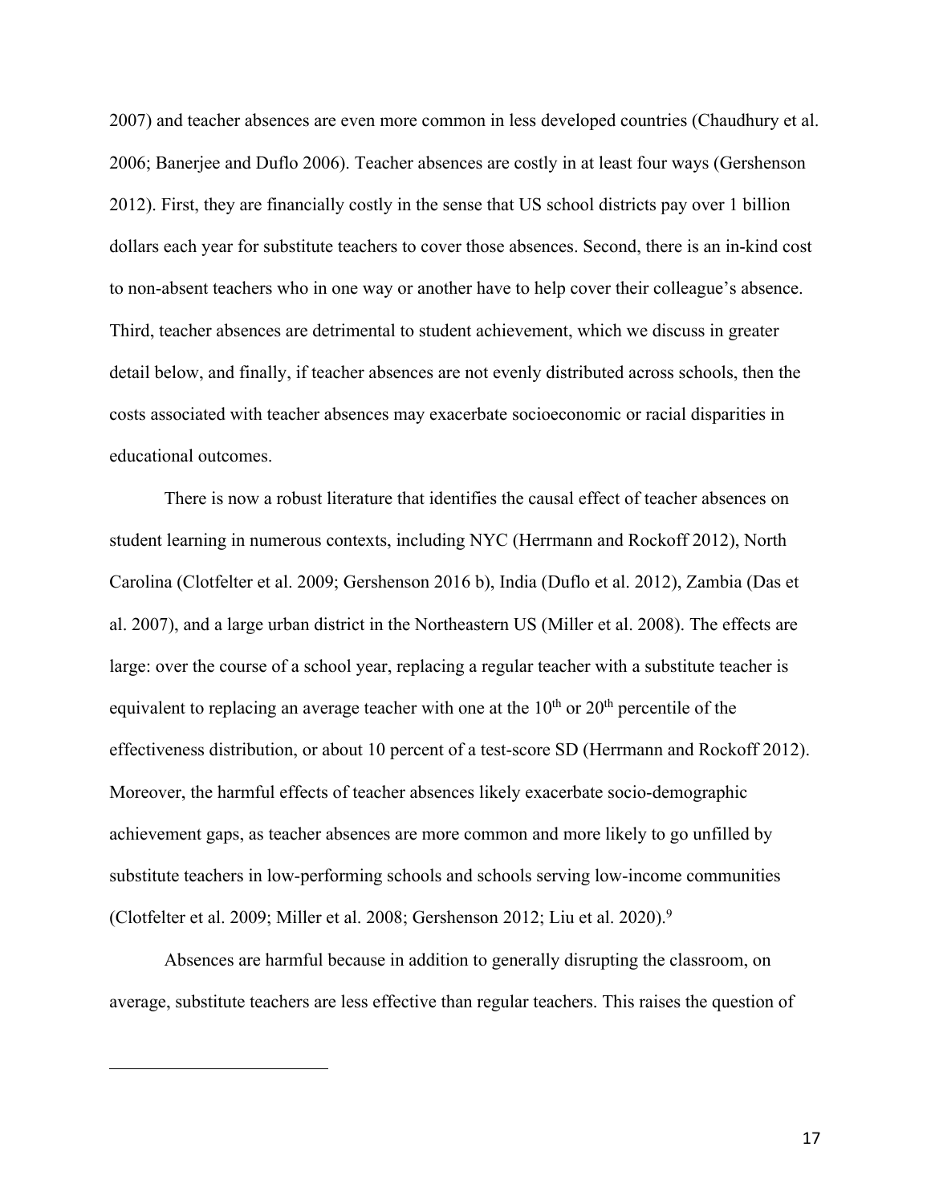2007) and teacher absences are even more common in less developed countries (Chaudhury et al. 2006; Banerjee and Duflo 2006). Teacher absences are costly in at least four ways (Gershenson 2012). First, they are financially costly in the sense that US school districts pay over 1 billion dollars each year for substitute teachers to cover those absences. Second, there is an in-kind cost to non-absent teachers who in one way or another have to help cover their colleague's absence. Third, teacher absences are detrimental to student achievement, which we discuss in greater detail below, and finally, if teacher absences are not evenly distributed across schools, then the costs associated with teacher absences may exacerbate socioeconomic or racial disparities in educational outcomes.

There is now a robust literature that identifies the causal effect of teacher absences on student learning in numerous contexts, including NYC (Herrmann and Rockoff 2012), North Carolina (Clotfelter et al. 2009; Gershenson 2016 b), India (Duflo et al. 2012), Zambia (Das et al. 2007), and a large urban district in the Northeastern US (Miller et al. 2008). The effects are large: over the course of a school year, replacing a regular teacher with a substitute teacher is equivalent to replacing an average teacher with one at the 10th or 20th percentile of the effectiveness distribution, or about 10 percent of a test-score SD (Herrmann and Rockoff 2012). Moreover, the harmful effects of teacher absences likely exacerbate socio-demographic achievement gaps, as teacher absences are more common and more likely to go unfilled by substitute teachers in low-performing schools and schools serving low-income communities (Clotfelter et al. 2009; Miller et al. 2008; Gershenson 2012; Liu et al. 2020).[9]

Absences are harmful because in addition to generally disrupting the classroom, on average, substitute teachers are less effective than regular teachers. This raises the question of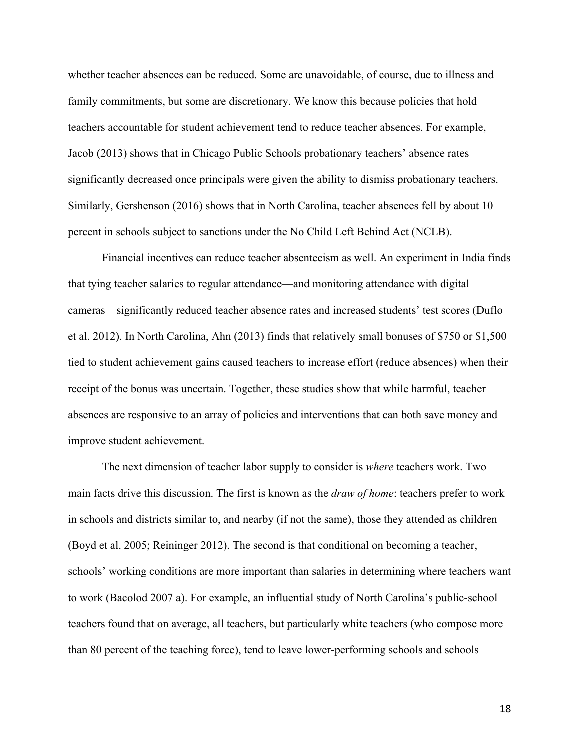whether teacher absences can be reduced. Some are unavoidable, of course, due to illness and family commitments, but some are discretionary. We know this because policies that hold teachers accountable for student achievement tend to reduce teacher absences. For example, Jacob (2013) shows that in Chicago Public Schools probationary teachers' absence rates significantly decreased once principals were given the ability to dismiss probationary teachers. Similarly, Gershenson (2016) shows that in North Carolina, teacher absences fell by about 10 percent in schools subject to sanctions under the No Child Left Behind Act (NCLB).

Financial incentives can reduce teacher absenteeism as well. An experiment in India finds that tying teacher salaries to regular attendance—and monitoring attendance with digital cameras—significantly reduced teacher absence rates and increased students' test scores (Duflo et al. 2012). In North Carolina, Ahn (2013) finds that relatively small bonuses of $750 or $1,500 tied to student achievement gains caused teachers to increase effort (reduce absences) when their receipt of the bonus was uncertain. Together, these studies show that while harmful, teacher absences are responsive to an array of policies and interventions that can both save money and improve student achievement.

The next dimension of teacher labor supply to consider is *where* teachers work. Two main facts drive this discussion. The first is known as the *draw of home*: teachers prefer to work in schools and districts similar to, and nearby (if not the same), those they attended as children (Boyd et al. 2005; Reininger 2012). The second is that conditional on becoming a teacher, schools' working conditions are more important than salaries in determining where teachers want to work (Bacolod 2007 a). For example, an influential study of North Carolina's public-school teachers found that on average, all teachers, but particularly white teachers (who compose more than 80 percent of the teaching force), tend to leave lower-performing schools and schools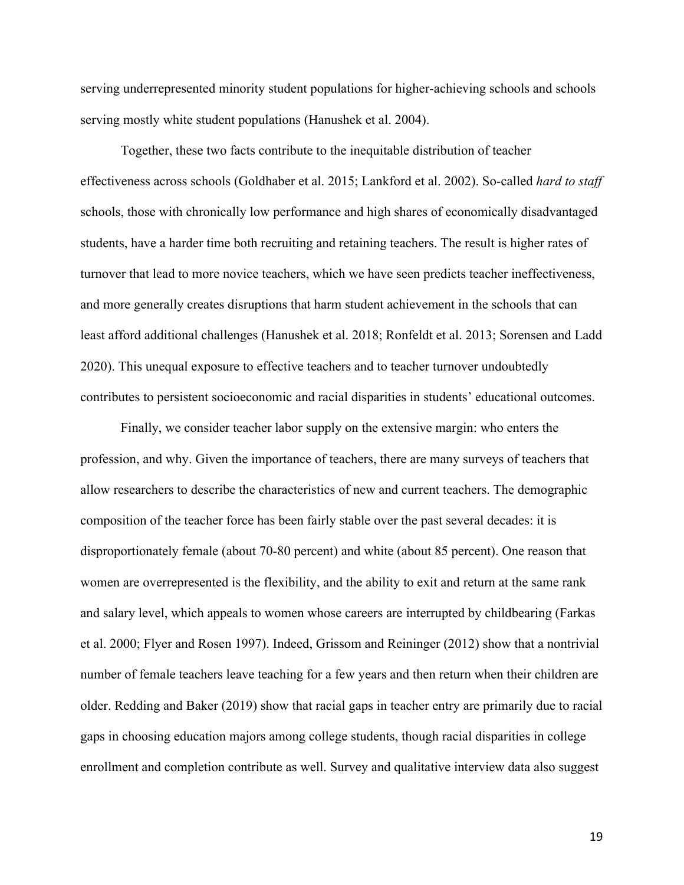serving underrepresented minority student populations for higher-achieving schools and schools serving mostly white student populations (Hanushek et al. 2004).

Together, these two facts contribute to the inequitable distribution of teacher effectiveness across schools (Goldhaber et al. 2015; Lankford et al. 2002). So-called *hard to staff* schools, those with chronically low performance and high shares of economically disadvantaged students, have a harder time both recruiting and retaining teachers. The result is higher rates of turnover that lead to more novice teachers, which we have seen predicts teacher ineffectiveness, and more generally creates disruptions that harm student achievement in the schools that can least afford additional challenges (Hanushek et al. 2018; Ronfeldt et al. 2013; Sorensen and Ladd 2020). This unequal exposure to effective teachers and to teacher turnover undoubtedly contributes to persistent socioeconomic and racial disparities in students' educational outcomes.

Finally, we consider teacher labor supply on the extensive margin: who enters the profession, and why. Given the importance of teachers, there are many surveys of teachers that allow researchers to describe the characteristics of new and current teachers. The demographic composition of the teacher force has been fairly stable over the past several decades: it is disproportionately female (about 70-80 percent) and white (about 85 percent). One reason that women are overrepresented is the flexibility, and the ability to exit and return at the same rank and salary level, which appeals to women whose careers are interrupted by childbearing (Farkas et al. 2000; Flyer and Rosen 1997). Indeed, Grissom and Reininger (2012) show that a nontrivial number of female teachers leave teaching for a few years and then return when their children are older. Redding and Baker (2019) show that racial gaps in teacher entry are primarily due to racial gaps in choosing education majors among college students, though racial disparities in college enrollment and completion contribute as well. Survey and qualitative interview data also suggest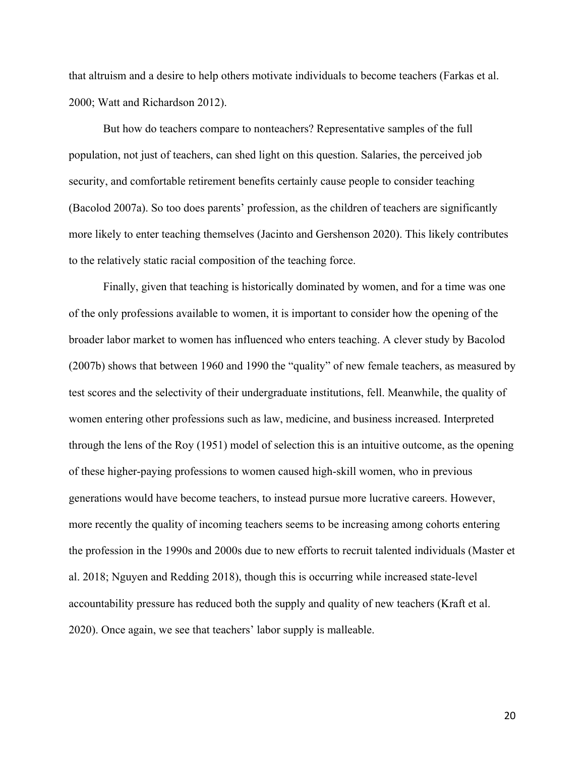that altruism and a desire to help others motivate individuals to become teachers (Farkas et al. 2000; Watt and Richardson 2012).

But how do teachers compare to nonteachers? Representative samples of the full population, not just of teachers, can shed light on this question. Salaries, the perceived job security, and comfortable retirement benefits certainly cause people to consider teaching (Bacolod 2007a). So too does parents' profession, as the children of teachers are significantly more likely to enter teaching themselves (Jacinto and Gershenson 2020). This likely contributes to the relatively static racial composition of the teaching force.

Finally, given that teaching is historically dominated by women, and for a time was one of the only professions available to women, it is important to consider how the opening of the broader labor market to women has influenced who enters teaching. A clever study by Bacolod (2007b) shows that between 1960 and 1990 the "quality" of new female teachers, as measured by test scores and the selectivity of their undergraduate institutions, fell. Meanwhile, the quality of women entering other professions such as law, medicine, and business increased. Interpreted through the lens of the Roy (1951) model of selection this is an intuitive outcome, as the opening of these higher-paying professions to women caused high-skill women, who in previous generations would have become teachers, to instead pursue more lucrative careers. However, more recently the quality of incoming teachers seems to be increasing among cohorts entering the profession in the 1990s and 2000s due to new efforts to recruit talented individuals (Master et al. 2018; Nguyen and Redding 2018), though this is occurring while increased state-level accountability pressure has reduced both the supply and quality of new teachers (Kraft et al. 2020). Once again, we see that teachers' labor supply is malleable.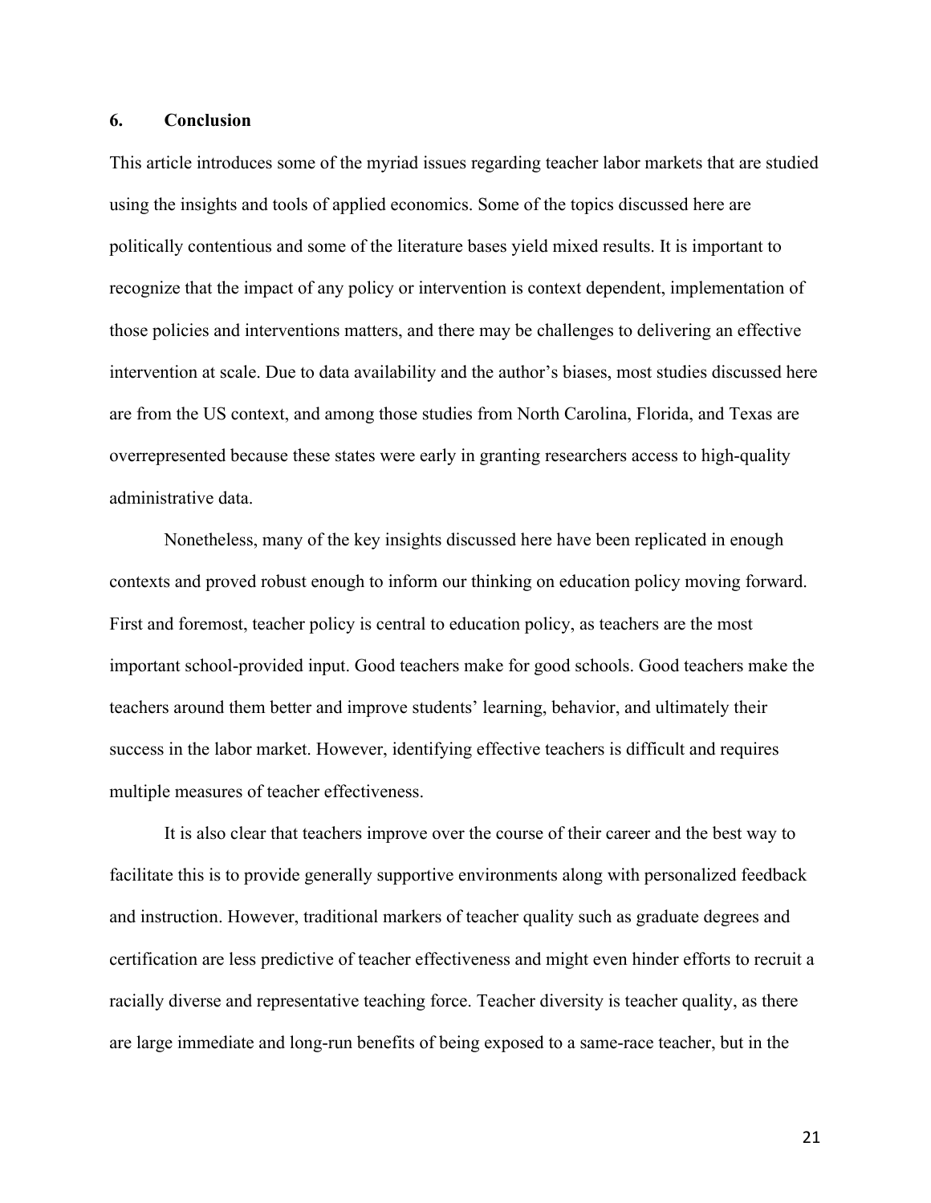## 6. Conclusion

This article introduces some of the myriad issues regarding teacher labor markets that are studied using the insights and tools of applied economics. Some of the topics discussed here are politically contentious and some of the literature bases yield mixed results. It is important to recognize that the impact of any policy or intervention is context dependent, implementation of those policies and interventions matters, and there may be challenges to delivering an effective intervention at scale. Due to data availability and the author's biases, most studies discussed here are from the US context, and among those studies from North Carolina, Florida, and Texas are overrepresented because these states were early in granting researchers access to high-quality administrative data.

Nonetheless, many of the key insights discussed here have been replicated in enough contexts and proved robust enough to inform our thinking on education policy moving forward. First and foremost, teacher policy is central to education policy, as teachers are the most important school-provided input. Good teachers make for good schools. Good teachers make the teachers around them better and improve students' learning, behavior, and ultimately their success in the labor market. However, identifying effective teachers is difficult and requires multiple measures of teacher effectiveness.

It is also clear that teachers improve over the course of their career and the best way to facilitate this is to provide generally supportive environments along with personalized feedback and instruction. However, traditional markers of teacher quality such as graduate degrees and certification are less predictive of teacher effectiveness and might even hinder efforts to recruit a racially diverse and representative teaching force. Teacher diversity is teacher quality, as there are large immediate and long-run benefits of being exposed to a same-race teacher, but in the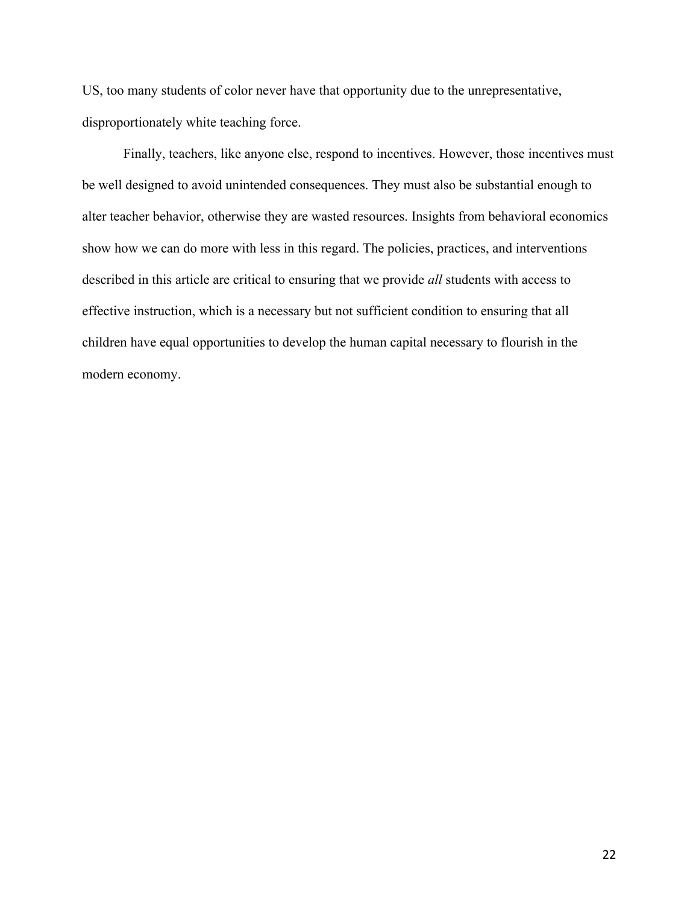US, too many students of color never have that opportunity due to the unrepresentative, disproportionately white teaching force.

Finally, teachers, like anyone else, respond to incentives. However, those incentives must be well designed to avoid unintended consequences. They must also be substantial enough to alter teacher behavior, otherwise they are wasted resources. Insights from behavioral economics show how we can do more with less in this regard. The policies, practices, and interventions described in this article are critical to ensuring that we provide *all* students with access to effective instruction, which is a necessary but not sufficient condition to ensuring that all children have equal opportunities to develop the human capital necessary to flourish in the modern economy.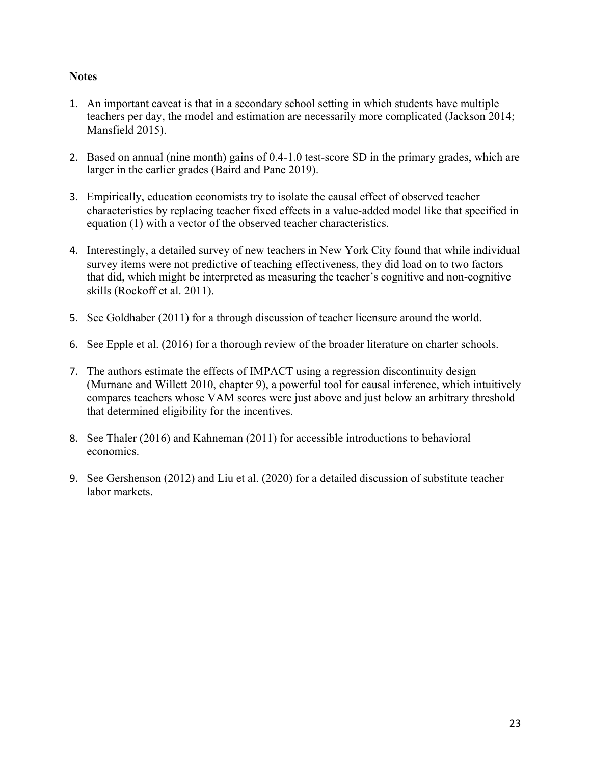**Notes**

1. An important caveat is that in a secondary school setting in which students have multiple teachers per day, the model and estimation are necessarily more complicated (Jackson 2014; Mansfield 2015).

2. Based on annual (nine month) gains of 0.4-1.0 test-score SD in the primary grades, which are larger in the earlier grades (Baird and Pane 2019).

3. Empirically, education economists try to isolate the causal effect of observed teacher characteristics by replacing teacher fixed effects in a value-added model like that specified in equation (1) with a vector of the observed teacher characteristics.

4. Interestingly, a detailed survey of new teachers in New York City found that while individual survey items were not predictive of teaching effectiveness, they did load on to two factors that did, which might be interpreted as measuring the teacher's cognitive and non-cognitive skills (Rockoff et al. 2011).

5. See Goldhaber (2011) for a through discussion of teacher licensure around the world.

6. See Epple et al. (2016) for a thorough review of the broader literature on charter schools.

7. The authors estimate the effects of IMPACT using a regression discontinuity design (Murnane and Willett 2010, chapter 9), a powerful tool for causal inference, which intuitively compares teachers whose VAM scores were just above and just below an arbitrary threshold that determined eligibility for the incentives.

8. See Thaler (2016) and Kahneman (2011) for accessible introductions to behavioral economics.

9. See Gershenson (2012) and Liu et al. (2020) for a detailed discussion of substitute teacher labor markets.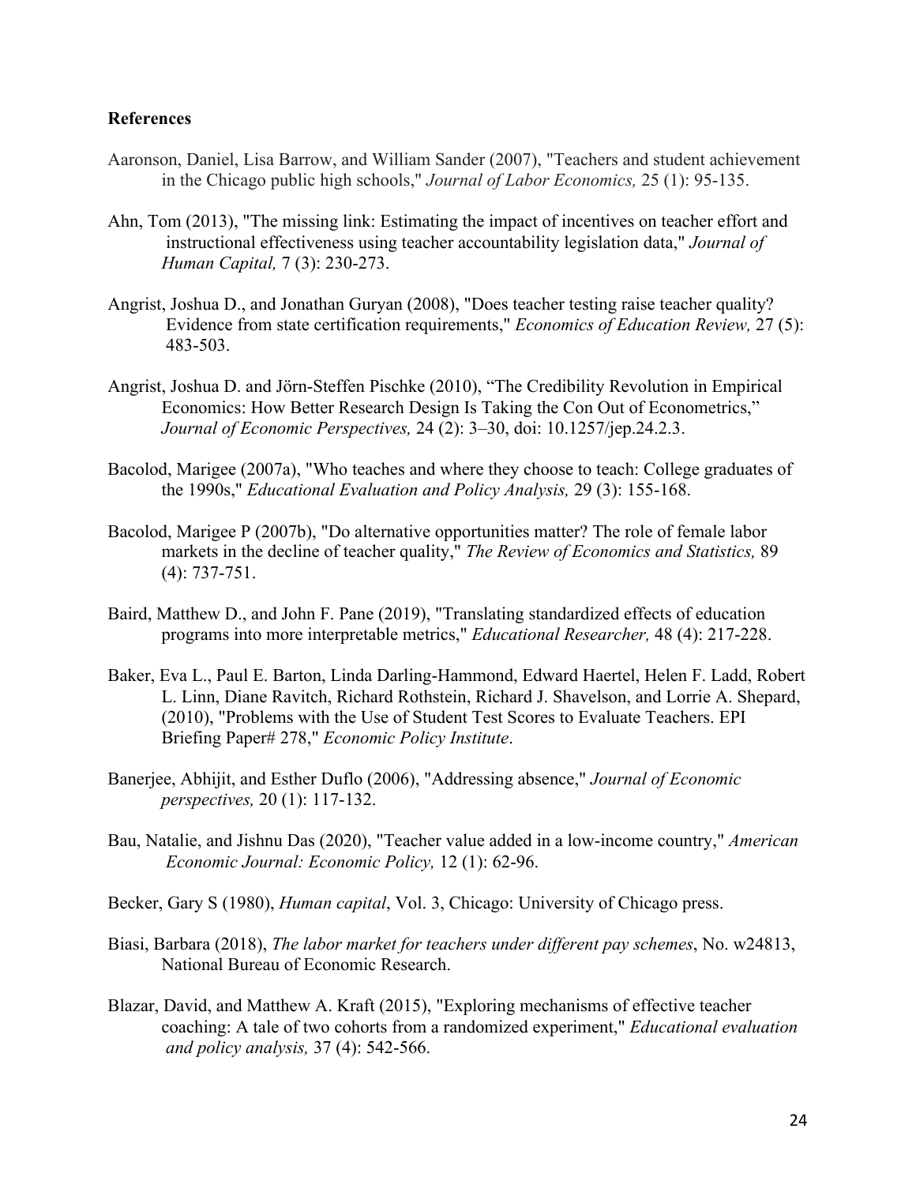**References**

Aaronson, Daniel, Lisa Barrow, and William Sander (2007), "Teachers and student achievement in the Chicago public high schools," *Journal of Labor Economics,* 25 (1): 95-135.

Ahn, Tom (2013), "The missing link: Estimating the impact of incentives on teacher effort and instructional effectiveness using teacher accountability legislation data," *Journal of Human Capital,* 7 (3): 230-273.

Angrist, Joshua D., and Jonathan Guryan (2008), "Does teacher testing raise teacher quality? Evidence from state certification requirements," *Economics of Education Review,* 27 (5): 483-503.

Angrist, Joshua D. and Jörn-Steffen Pischke (2010), "The Credibility Revolution in Empirical Economics: How Better Research Design Is Taking the Con Out of Econometrics," *Journal of Economic Perspectives,* 24 (2): 3–30, doi: 10.1257/jep.24.2.3.

Bacolod, Marigee (2007a), "Who teaches and where they choose to teach: College graduates of the 1990s," *Educational Evaluation and Policy Analysis,* 29 (3): 155-168.

Bacolod, Marigee P (2007b), "Do alternative opportunities matter? The role of female labor markets in the decline of teacher quality," *The Review of Economics and Statistics,* 89 (4): 737-751.

Baird, Matthew D., and John F. Pane (2019), "Translating standardized effects of education programs into more interpretable metrics," *Educational Researcher,* 48 (4): 217-228.

Baker, Eva L., Paul E. Barton, Linda Darling-Hammond, Edward Haertel, Helen F. Ladd, Robert L. Linn, Diane Ravitch, Richard Rothstein, Richard J. Shavelson, and Lorrie A. Shepard, (2010), "Problems with the Use of Student Test Scores to Evaluate Teachers. EPI Briefing Paper# 278," *Economic Policy Institute*.

Banerjee, Abhijit, and Esther Duflo (2006), "Addressing absence," *Journal of Economic perspectives,* 20 (1): 117-132.

Bau, Natalie, and Jishnu Das (2020), "Teacher value added in a low-income country," *American Economic Journal: Economic Policy,* 12 (1): 62-96.

Becker, Gary S (1980), *Human capital*, Vol. 3, Chicago: University of Chicago press.

Biasi, Barbara (2018), *The labor market for teachers under different pay schemes*, No. w24813, National Bureau of Economic Research.

Blazar, David, and Matthew A. Kraft (2015), "Exploring mechanisms of effective teacher coaching: A tale of two cohorts from a randomized experiment," *Educational evaluation and policy analysis,* 37 (4): 542-566.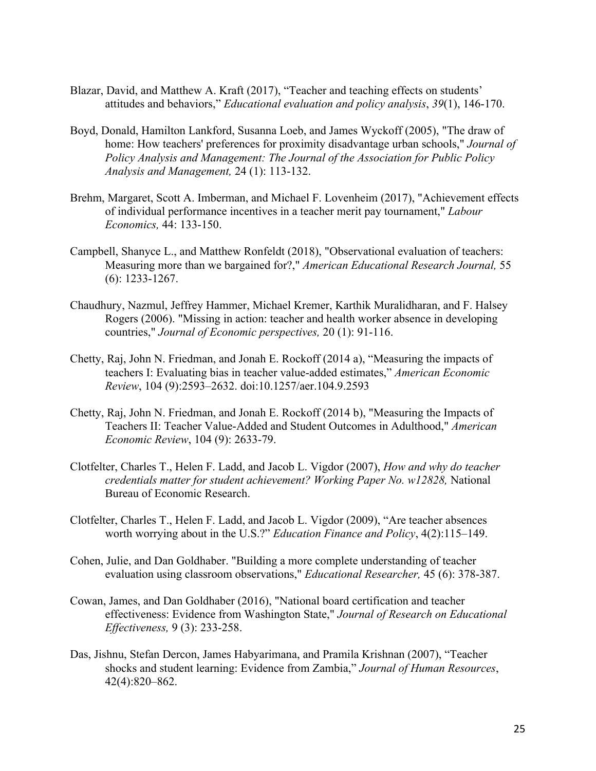Blazar, David, and Matthew A. Kraft (2017), "Teacher and teaching effects on students' attitudes and behaviors," *Educational evaluation and policy analysis*, *39*(1), 146-170.

Boyd, Donald, Hamilton Lankford, Susanna Loeb, and James Wyckoff (2005), "The draw of home: How teachers' preferences for proximity disadvantage urban schools," *Journal of Policy Analysis and Management: The Journal of the Association for Public Policy Analysis and Management,* 24 (1): 113-132.

Brehm, Margaret, Scott A. Imberman, and Michael F. Lovenheim (2017), "Achievement effects of individual performance incentives in a teacher merit pay tournament," *Labour Economics,* 44: 133-150.

Campbell, Shanyce L., and Matthew Ronfeldt (2018), "Observational evaluation of teachers: Measuring more than we bargained for?," *American Educational Research Journal,* 55 (6): 1233-1267.

Chaudhury, Nazmul, Jeffrey Hammer, Michael Kremer, Karthik Muralidharan, and F. Halsey Rogers (2006). "Missing in action: teacher and health worker absence in developing countries," *Journal of Economic perspectives,* 20 (1): 91-116.

Chetty, Raj, John N. Friedman, and Jonah E. Rockoff (2014 a), "Measuring the impacts of teachers I: Evaluating bias in teacher value-added estimates," *American Economic Review*, 104 (9):2593–2632. doi:10.1257/aer.104.9.2593

Chetty, Raj, John N. Friedman, and Jonah E. Rockoff (2014 b), "Measuring the Impacts of Teachers II: Teacher Value-Added and Student Outcomes in Adulthood," *American Economic Review*, 104 (9): 2633-79.

Clotfelter, Charles T., Helen F. Ladd, and Jacob L. Vigdor (2007), *How and why do teacher credentials matter for student achievement? Working Paper No. w12828,* National Bureau of Economic Research.

Clotfelter, Charles T., Helen F. Ladd, and Jacob L. Vigdor (2009), "Are teacher absences worth worrying about in the U.S.?" *Education Finance and Policy*, 4(2):115–149.

Cohen, Julie, and Dan Goldhaber. "Building a more complete understanding of teacher evaluation using classroom observations," *Educational Researcher,* 45 (6): 378-387.

Cowan, James, and Dan Goldhaber (2016), "National board certification and teacher effectiveness: Evidence from Washington State," *Journal of Research on Educational Effectiveness,* 9 (3): 233-258.

Das, Jishnu, Stefan Dercon, James Habyarimana, and Pramila Krishnan (2007), "Teacher shocks and student learning: Evidence from Zambia," *Journal of Human Resources*, 42(4):820–862.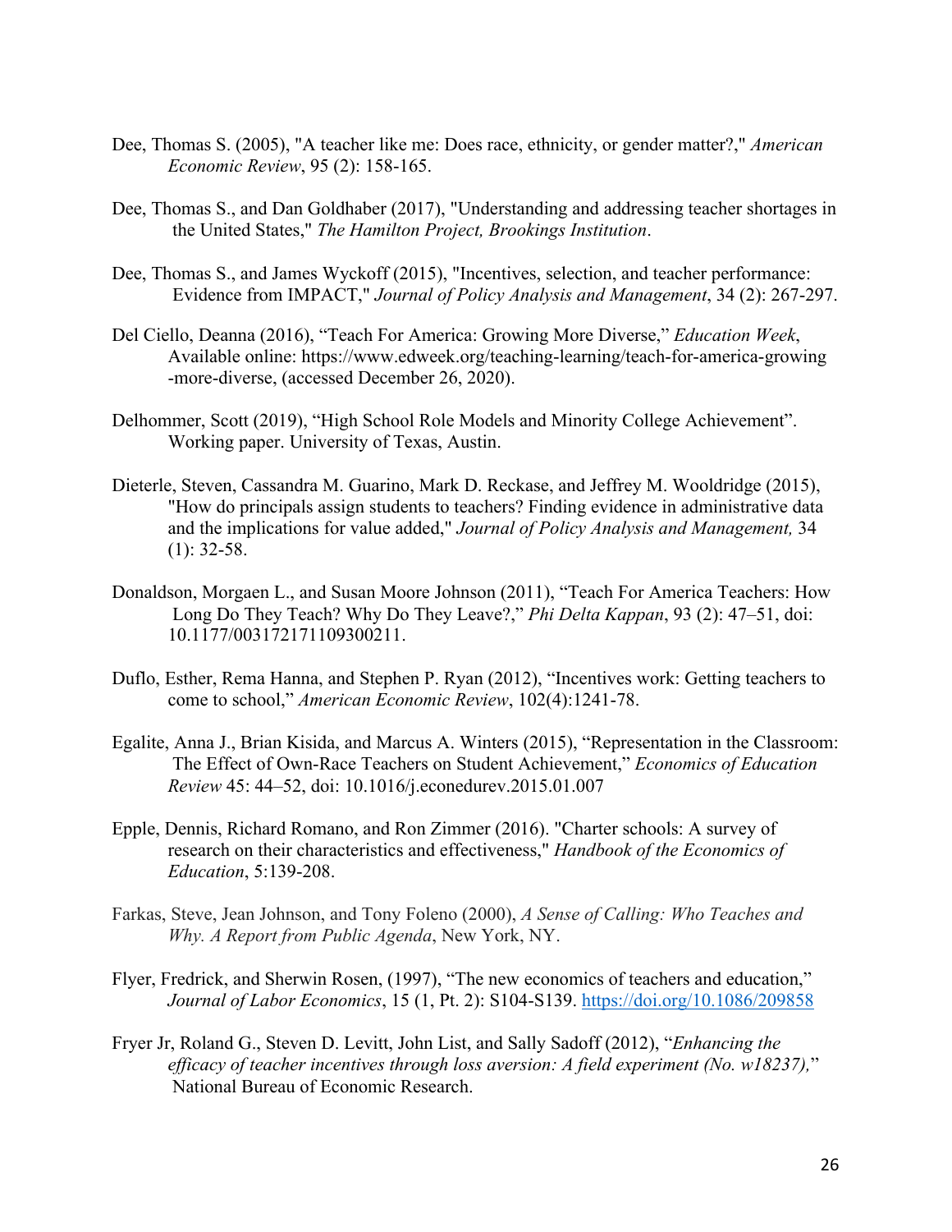Dee, Thomas S. (2005), "A teacher like me: Does race, ethnicity, or gender matter?," *American Economic Review*, 95 (2): 158-165.

Dee, Thomas S., and Dan Goldhaber (2017), "Understanding and addressing teacher shortages in the United States," *The Hamilton Project, Brookings Institution*.

Dee, Thomas S., and James Wyckoff (2015), "Incentives, selection, and teacher performance: Evidence from IMPACT," *Journal of Policy Analysis and Management*, 34 (2): 267-297.

Del Ciello, Deanna (2016), "Teach For America: Growing More Diverse," *Education Week*, Available online: https://www.edweek.org/teaching-learning/teach-for-america-growing-more-diverse, (accessed December 26, 2020).

Delhommer, Scott (2019), "High School Role Models and Minority College Achievement". Working paper. University of Texas, Austin.

Dieterle, Steven, Cassandra M. Guarino, Mark D. Reckase, and Jeffrey M. Wooldridge (2015), "How do principals assign students to teachers? Finding evidence in administrative data and the implications for value added," *Journal of Policy Analysis and Management,* 34 (1): 32-58.

Donaldson, Morgaen L., and Susan Moore Johnson (2011), "Teach For America Teachers: How Long Do They Teach? Why Do They Leave?," *Phi Delta Kappan*, 93 (2): 47–51, doi: 10.1177/003172171109300211.

Duflo, Esther, Rema Hanna, and Stephen P. Ryan (2012), "Incentives work: Getting teachers to come to school," *American Economic Review*, 102(4):1241-78.

Egalite, Anna J., Brian Kisida, and Marcus A. Winters (2015), "Representation in the Classroom: The Effect of Own-Race Teachers on Student Achievement," *Economics of Education Review* 45: 44–52, doi: 10.1016/j.econedurev.2015.01.007

Epple, Dennis, Richard Romano, and Ron Zimmer (2016). "Charter schools: A survey of research on their characteristics and effectiveness," *Handbook of the Economics of Education*, 5:139-208.

Farkas, Steve, Jean Johnson, and Tony Foleno (2000), *A Sense of Calling: Who Teaches and Why. A Report from Public Agenda*, New York, NY.

Flyer, Fredrick, and Sherwin Rosen, (1997), "The new economics of teachers and education," *Journal of Labor Economics*, 15 (1, Pt. 2): S104-S139. https://doi.org/10.1086/209858

Fryer Jr, Roland G., Steven D. Levitt, John List, and Sally Sadoff (2012), "*Enhancing the efficacy of teacher incentives through loss aversion: A field experiment (No. w18237),*" National Bureau of Economic Research.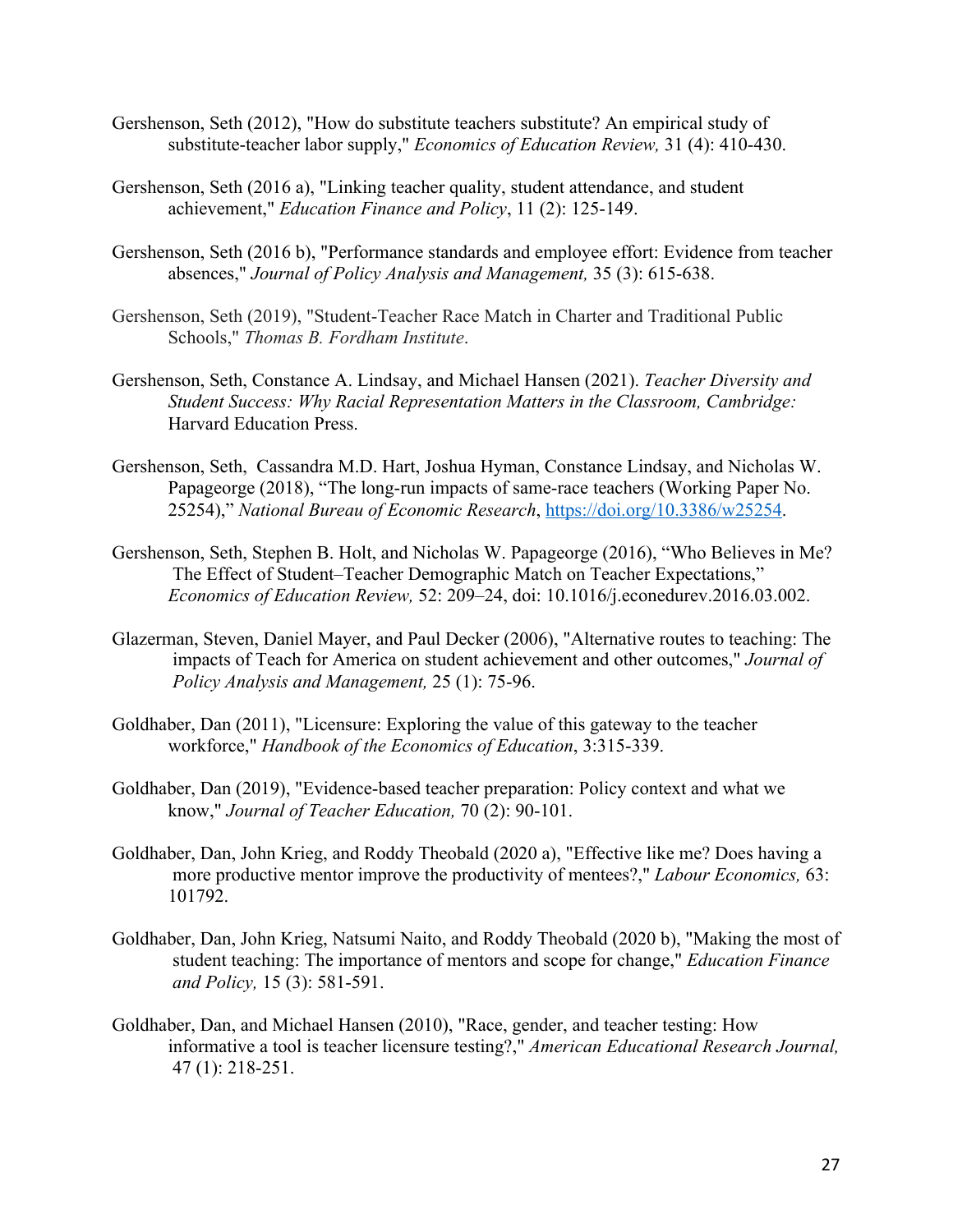Gershenson, Seth (2012), "How do substitute teachers substitute? An empirical study of substitute-teacher labor supply," *Economics of Education Review,* 31 (4): 410-430.

Gershenson, Seth (2016 a), "Linking teacher quality, student attendance, and student achievement," *Education Finance and Policy*, 11 (2): 125-149.

Gershenson, Seth (2016 b), "Performance standards and employee effort: Evidence from teacher absences," *Journal of Policy Analysis and Management,* 35 (3): 615-638.

Gershenson, Seth (2019), "Student-Teacher Race Match in Charter and Traditional Public Schools," *Thomas B. Fordham Institute*.

Gershenson, Seth, Constance A. Lindsay, and Michael Hansen (2021). *Teacher Diversity and Student Success: Why Racial Representation Matters in the Classroom, Cambridge:* Harvard Education Press.

Gershenson, Seth, Cassandra M.D. Hart, Joshua Hyman, Constance Lindsay, and Nicholas W. Papageorge (2018), "The long-run impacts of same-race teachers (Working Paper No. 25254)," *National Bureau of Economic Research*, https://doi.org/10.3386/w25254.

Gershenson, Seth, Stephen B. Holt, and Nicholas W. Papageorge (2016), "Who Believes in Me? The Effect of Student–Teacher Demographic Match on Teacher Expectations," *Economics of Education Review,* 52: 209–24, doi: 10.1016/j.econedurev.2016.03.002.

Glazerman, Steven, Daniel Mayer, and Paul Decker (2006), "Alternative routes to teaching: The impacts of Teach for America on student achievement and other outcomes," *Journal of Policy Analysis and Management,* 25 (1): 75-96.

Goldhaber, Dan (2011), "Licensure: Exploring the value of this gateway to the teacher workforce," *Handbook of the Economics of Education*, 3:315-339.

Goldhaber, Dan (2019), "Evidence-based teacher preparation: Policy context and what we know," *Journal of Teacher Education,* 70 (2): 90-101.

Goldhaber, Dan, John Krieg, and Roddy Theobald (2020 a), "Effective like me? Does having a more productive mentor improve the productivity of mentees?," *Labour Economics,* 63: 101792.

Goldhaber, Dan, John Krieg, Natsumi Naito, and Roddy Theobald (2020 b), "Making the most of student teaching: The importance of mentors and scope for change," *Education Finance and Policy,* 15 (3): 581-591.

Goldhaber, Dan, and Michael Hansen (2010), "Race, gender, and teacher testing: How informative a tool is teacher licensure testing?," *American Educational Research Journal,* 47 (1): 218-251.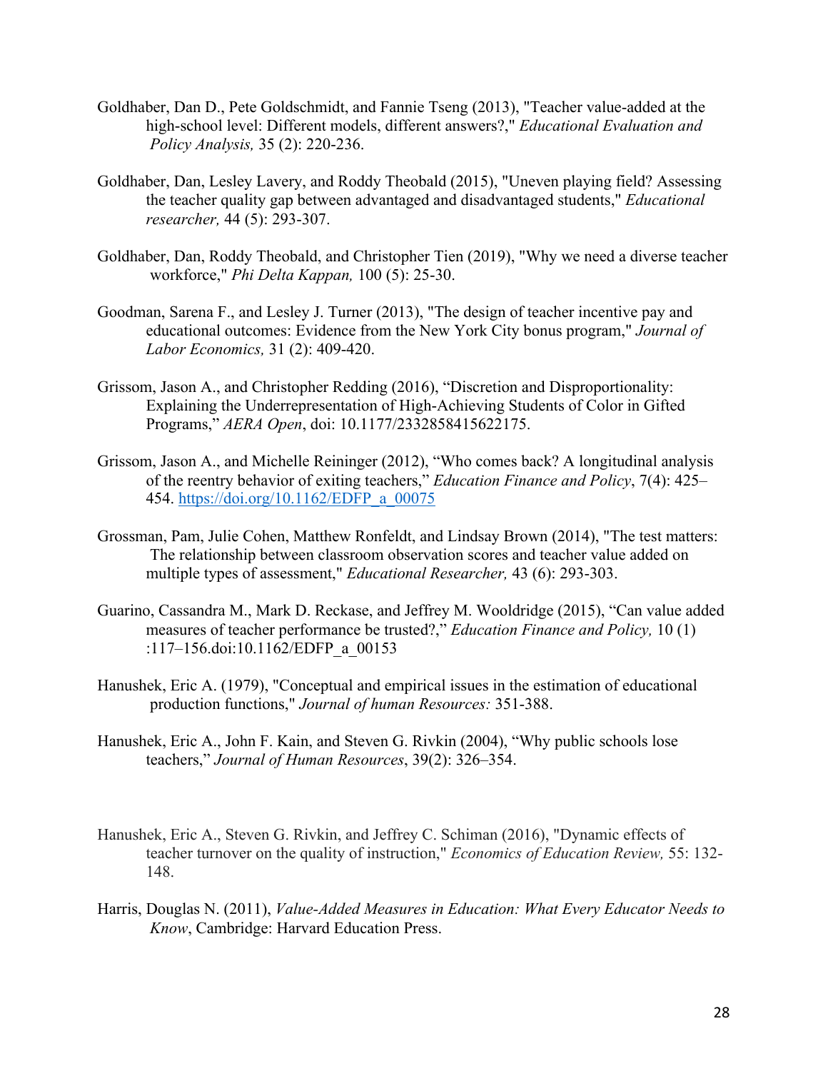Goldhaber, Dan D., Pete Goldschmidt, and Fannie Tseng (2013), "Teacher value-added at the high-school level: Different models, different answers?," *Educational Evaluation and Policy Analysis,* 35 (2): 220-236.

Goldhaber, Dan, Lesley Lavery, and Roddy Theobald (2015), "Uneven playing field? Assessing the teacher quality gap between advantaged and disadvantaged students," *Educational researcher,* 44 (5): 293-307.

Goldhaber, Dan, Roddy Theobald, and Christopher Tien (2019), "Why we need a diverse teacher workforce," *Phi Delta Kappan,* 100 (5): 25-30.

Goodman, Sarena F., and Lesley J. Turner (2013), "The design of teacher incentive pay and educational outcomes: Evidence from the New York City bonus program," *Journal of Labor Economics,* 31 (2): 409-420.

Grissom, Jason A., and Christopher Redding (2016), "Discretion and Disproportionality: Explaining the Underrepresentation of High-Achieving Students of Color in Gifted Programs," *AERA Open*, doi: 10.1177/2332858415622175.

Grissom, Jason A., and Michelle Reininger (2012), "Who comes back? A longitudinal analysis of the reentry behavior of exiting teachers," *Education Finance and Policy*, 7(4): 425–454. https://doi.org/10.1162/EDFP_a_00075

Grossman, Pam, Julie Cohen, Matthew Ronfeldt, and Lindsay Brown (2014), "The test matters: The relationship between classroom observation scores and teacher value added on multiple types of assessment," *Educational Researcher,* 43 (6): 293-303.

Guarino, Cassandra M., Mark D. Reckase, and Jeffrey M. Wooldridge (2015), "Can value added measures of teacher performance be trusted?," *Education Finance and Policy,* 10 (1) :117–156.doi:10.1162/EDFP_a_00153

Hanushek, Eric A. (1979), "Conceptual and empirical issues in the estimation of educational production functions," *Journal of human Resources:* 351-388.

Hanushek, Eric A., John F. Kain, and Steven G. Rivkin (2004), "Why public schools lose teachers," *Journal of Human Resources*, 39(2): 326–354.

Hanushek, Eric A., Steven G. Rivkin, and Jeffrey C. Schiman (2016), "Dynamic effects of teacher turnover on the quality of instruction," *Economics of Education Review,* 55: 132-148.

Harris, Douglas N. (2011), *Value-Added Measures in Education: What Every Educator Needs to Know*, Cambridge: Harvard Education Press.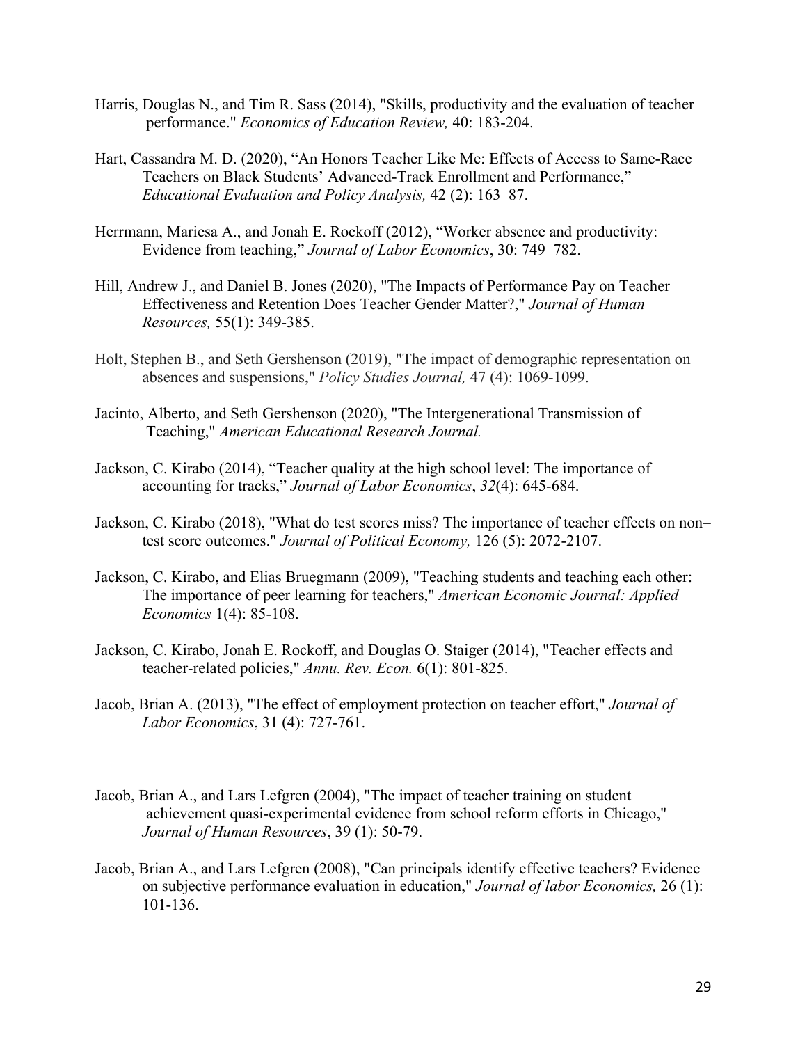Harris, Douglas N., and Tim R. Sass (2014), "Skills, productivity and the evaluation of teacher performance." *Economics of Education Review,* 40: 183-204.

Hart, Cassandra M. D. (2020), "An Honors Teacher Like Me: Effects of Access to Same-Race Teachers on Black Students' Advanced-Track Enrollment and Performance," *Educational Evaluation and Policy Analysis,* 42 (2): 163–87.

Herrmann, Mariesa A., and Jonah E. Rockoff (2012), "Worker absence and productivity: Evidence from teaching," *Journal of Labor Economics*, 30: 749–782.

Hill, Andrew J., and Daniel B. Jones (2020), "The Impacts of Performance Pay on Teacher Effectiveness and Retention Does Teacher Gender Matter?," *Journal of Human Resources,* 55(1): 349-385.

Holt, Stephen B., and Seth Gershenson (2019), "The impact of demographic representation on absences and suspensions," *Policy Studies Journal,* 47 (4): 1069-1099.

Jacinto, Alberto, and Seth Gershenson (2020), "The Intergenerational Transmission of Teaching," *American Educational Research Journal.*

Jackson, C. Kirabo (2014), "Teacher quality at the high school level: The importance of accounting for tracks," *Journal of Labor Economics*, *32*(4): 645-684.

Jackson, C. Kirabo (2018), "What do test scores miss? The importance of teacher effects on non–test score outcomes." *Journal of Political Economy,* 126 (5): 2072-2107.

Jackson, C. Kirabo, and Elias Bruegmann (2009), "Teaching students and teaching each other: The importance of peer learning for teachers," *American Economic Journal: Applied Economics* 1(4): 85-108.

Jackson, C. Kirabo, Jonah E. Rockoff, and Douglas O. Staiger (2014), "Teacher effects and teacher-related policies," *Annu. Rev. Econ.* 6(1): 801-825.

Jacob, Brian A. (2013), "The effect of employment protection on teacher effort," *Journal of Labor Economics*, 31 (4): 727-761.

Jacob, Brian A., and Lars Lefgren (2004), "The impact of teacher training on student achievement quasi-experimental evidence from school reform efforts in Chicago," *Journal of Human Resources*, 39 (1): 50-79.

Jacob, Brian A., and Lars Lefgren (2008), "Can principals identify effective teachers? Evidence on subjective performance evaluation in education," *Journal of labor Economics,* 26 (1): 101-136.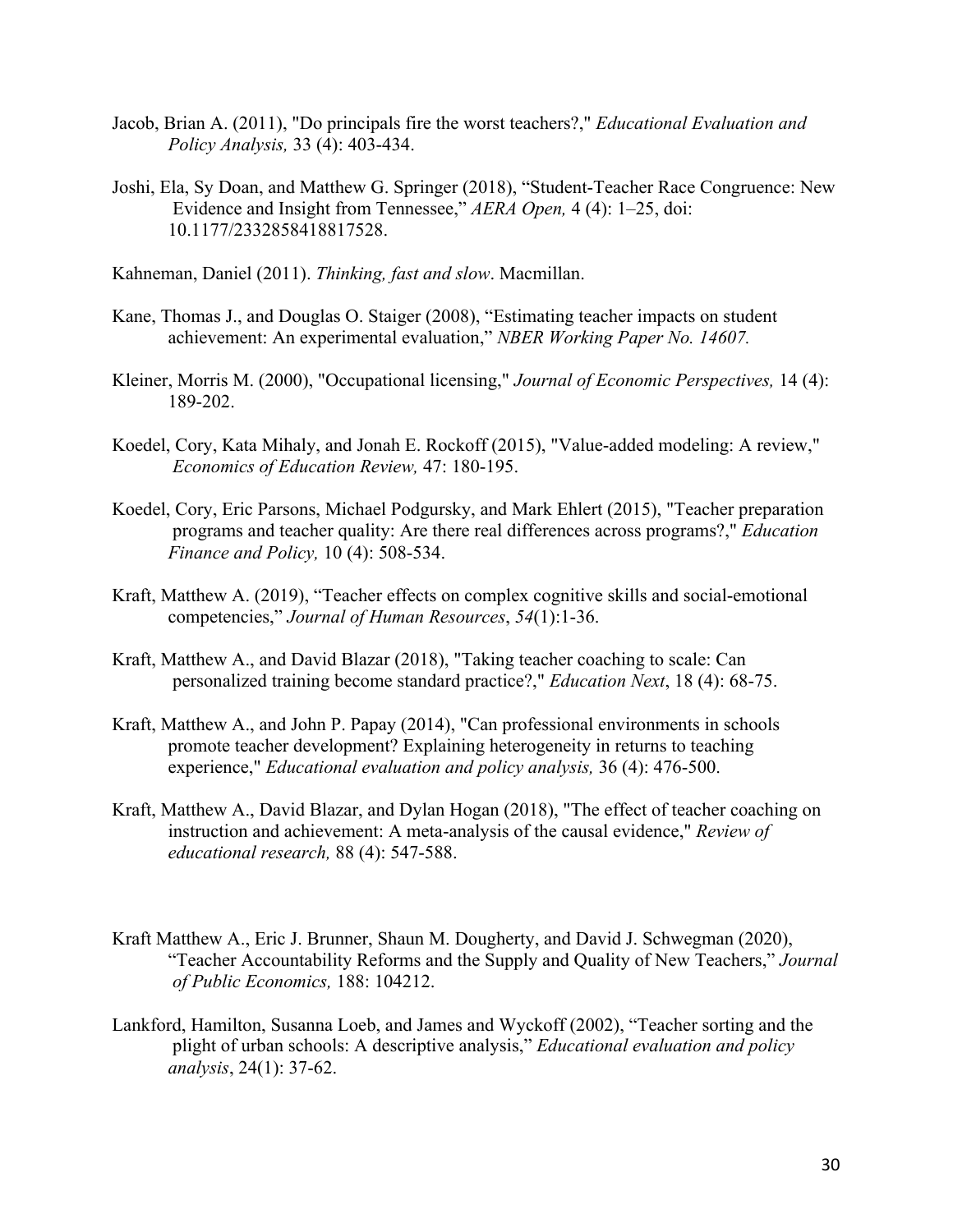Jacob, Brian A. (2011), "Do principals fire the worst teachers?," *Educational Evaluation and Policy Analysis,* 33 (4): 403-434.

Joshi, Ela, Sy Doan, and Matthew G. Springer (2018), "Student-Teacher Race Congruence: New Evidence and Insight from Tennessee," *AERA Open,* 4 (4): 1–25, doi: 10.1177/2332858418817528.

Kahneman, Daniel (2011). *Thinking, fast and slow*. Macmillan.

Kane, Thomas J., and Douglas O. Staiger (2008), "Estimating teacher impacts on student achievement: An experimental evaluation," *NBER Working Paper No. 14607.*

Kleiner, Morris M. (2000), "Occupational licensing," *Journal of Economic Perspectives,* 14 (4): 189-202.

Koedel, Cory, Kata Mihaly, and Jonah E. Rockoff (2015), "Value-added modeling: A review," *Economics of Education Review,* 47: 180-195.

Koedel, Cory, Eric Parsons, Michael Podgursky, and Mark Ehlert (2015), "Teacher preparation programs and teacher quality: Are there real differences across programs?," *Education Finance and Policy,* 10 (4): 508-534.

Kraft, Matthew A. (2019), "Teacher effects on complex cognitive skills and social-emotional competencies," *Journal of Human Resources*, *54*(1):1-36.

Kraft, Matthew A., and David Blazar (2018), "Taking teacher coaching to scale: Can personalized training become standard practice?," *Education Next*, 18 (4): 68-75.

Kraft, Matthew A., and John P. Papay (2014), "Can professional environments in schools promote teacher development? Explaining heterogeneity in returns to teaching experience," *Educational evaluation and policy analysis,* 36 (4): 476-500.

Kraft, Matthew A., David Blazar, and Dylan Hogan (2018), "The effect of teacher coaching on instruction and achievement: A meta-analysis of the causal evidence," *Review of educational research,* 88 (4): 547-588.

Kraft Matthew A., Eric J. Brunner, Shaun M. Dougherty, and David J. Schwegman (2020), "Teacher Accountability Reforms and the Supply and Quality of New Teachers," *Journal of Public Economics,* 188: 104212.

Lankford, Hamilton, Susanna Loeb, and James and Wyckoff (2002), "Teacher sorting and the plight of urban schools: A descriptive analysis," *Educational evaluation and policy analysis*, 24(1): 37-62.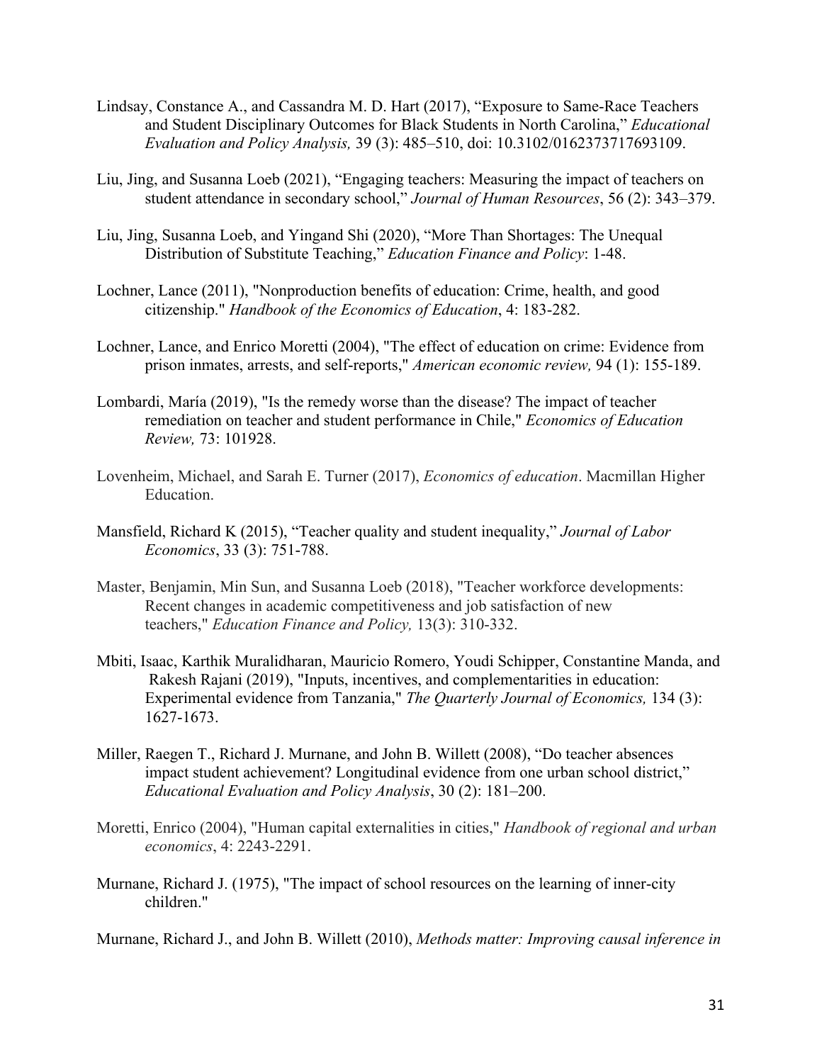Lindsay, Constance A., and Cassandra M. D. Hart (2017), "Exposure to Same-Race Teachers and Student Disciplinary Outcomes for Black Students in North Carolina," *Educational Evaluation and Policy Analysis,* 39 (3): 485–510, doi: 10.3102/0162373717693109.

Liu, Jing, and Susanna Loeb (2021), "Engaging teachers: Measuring the impact of teachers on student attendance in secondary school," *Journal of Human Resources*, 56 (2): 343–379.

Liu, Jing, Susanna Loeb, and Yingand Shi (2020), "More Than Shortages: The Unequal Distribution of Substitute Teaching," *Education Finance and Policy*: 1-48.

Lochner, Lance (2011), "Nonproduction benefits of education: Crime, health, and good citizenship." *Handbook of the Economics of Education*, 4: 183-282.

Lochner, Lance, and Enrico Moretti (2004), "The effect of education on crime: Evidence from prison inmates, arrests, and self-reports," *American economic review,* 94 (1): 155-189.

Lombardi, María (2019), "Is the remedy worse than the disease? The impact of teacher remediation on teacher and student performance in Chile," *Economics of Education Review,* 73: 101928.

Lovenheim, Michael, and Sarah E. Turner (2017), *Economics of education*. Macmillan Higher Education.

Mansfield, Richard K (2015), "Teacher quality and student inequality," *Journal of Labor Economics*, 33 (3): 751-788.

Master, Benjamin, Min Sun, and Susanna Loeb (2018), "Teacher workforce developments: Recent changes in academic competitiveness and job satisfaction of new teachers," *Education Finance and Policy,* 13(3): 310-332.

Mbiti, Isaac, Karthik Muralidharan, Mauricio Romero, Youdi Schipper, Constantine Manda, and Rakesh Rajani (2019), "Inputs, incentives, and complementarities in education: Experimental evidence from Tanzania," *The Quarterly Journal of Economics,* 134 (3): 1627-1673.

Miller, Raegen T., Richard J. Murnane, and John B. Willett (2008), "Do teacher absences impact student achievement? Longitudinal evidence from one urban school district," *Educational Evaluation and Policy Analysis*, 30 (2): 181–200.

Moretti, Enrico (2004), "Human capital externalities in cities," *Handbook of regional and urban economics*, 4: 2243-2291.

Murnane, Richard J. (1975), "The impact of school resources on the learning of inner-city children."

Murnane, Richard J., and John B. Willett (2010), *Methods matter: Improving causal inference in*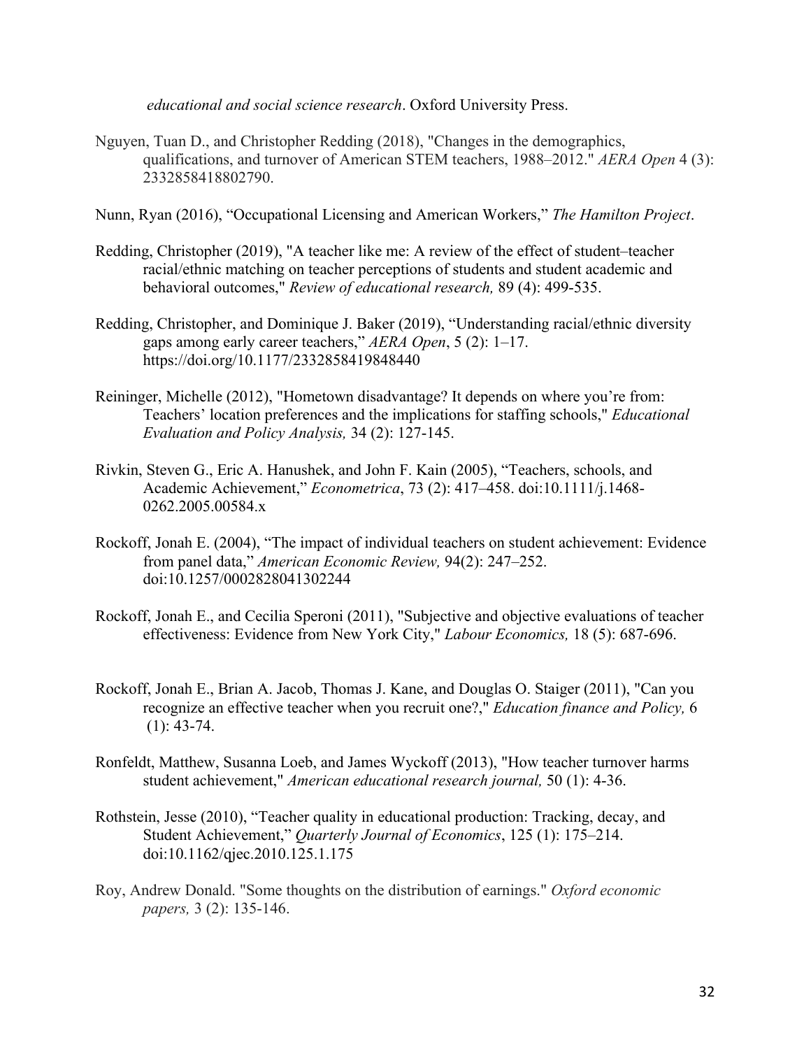*educational and social science research*. Oxford University Press.

Nguyen, Tuan D., and Christopher Redding (2018), "Changes in the demographics, qualifications, and turnover of American STEM teachers, 1988–2012." *AERA Open* 4 (3): 2332858418802790.

Nunn, Ryan (2016), "Occupational Licensing and American Workers," *The Hamilton Project*.

Redding, Christopher (2019), "A teacher like me: A review of the effect of student–teacher racial/ethnic matching on teacher perceptions of students and student academic and behavioral outcomes," *Review of educational research,* 89 (4): 499-535.

Redding, Christopher, and Dominique J. Baker (2019), "Understanding racial/ethnic diversity gaps among early career teachers," *AERA Open*, 5 (2): 1–17. https://doi.org/10.1177/2332858419848440

Reininger, Michelle (2012), "Hometown disadvantage? It depends on where you're from: Teachers' location preferences and the implications for staffing schools," *Educational Evaluation and Policy Analysis,* 34 (2): 127-145.

Rivkin, Steven G., Eric A. Hanushek, and John F. Kain (2005), "Teachers, schools, and Academic Achievement," *Econometrica*, 73 (2): 417–458. doi:10.1111/j.1468-0262.2005.00584.x

Rockoff, Jonah E. (2004), "The impact of individual teachers on student achievement: Evidence from panel data," *American Economic Review,* 94(2): 247–252. doi:10.1257/0002828041302244

Rockoff, Jonah E., and Cecilia Speroni (2011), "Subjective and objective evaluations of teacher effectiveness: Evidence from New York City," *Labour Economics,* 18 (5): 687-696.

Rockoff, Jonah E., Brian A. Jacob, Thomas J. Kane, and Douglas O. Staiger (2011), "Can you recognize an effective teacher when you recruit one?," *Education finance and Policy,* 6 (1): 43-74.

Ronfeldt, Matthew, Susanna Loeb, and James Wyckoff (2013), "How teacher turnover harms student achievement," *American educational research journal,* 50 (1): 4-36.

Rothstein, Jesse (2010), "Teacher quality in educational production: Tracking, decay, and Student Achievement," *Quarterly Journal of Economics*, 125 (1): 175–214. doi:10.1162/qjec.2010.125.1.175

Roy, Andrew Donald. "Some thoughts on the distribution of earnings." *Oxford economic papers,* 3 (2): 135-146.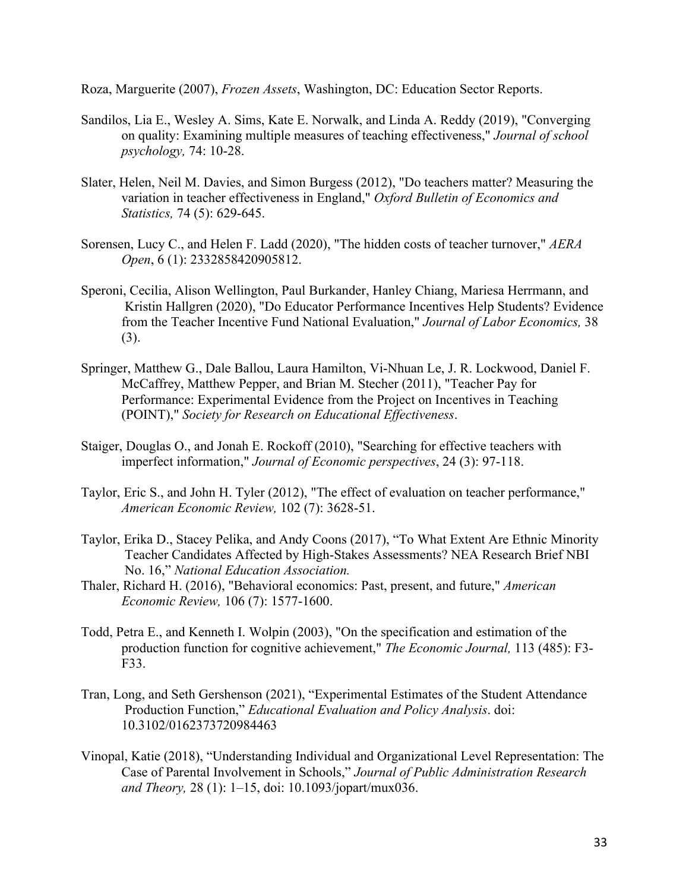Roza, Marguerite (2007), *Frozen Assets*, Washington, DC: Education Sector Reports.

Sandilos, Lia E., Wesley A. Sims, Kate E. Norwalk, and Linda A. Reddy (2019), "Converging on quality: Examining multiple measures of teaching effectiveness," *Journal of school psychology,* 74: 10-28.

Slater, Helen, Neil M. Davies, and Simon Burgess (2012), "Do teachers matter? Measuring the variation in teacher effectiveness in England," *Oxford Bulletin of Economics and Statistics,* 74 (5): 629-645.

Sorensen, Lucy C., and Helen F. Ladd (2020), "The hidden costs of teacher turnover," *AERA Open*, 6 (1): 2332858420905812.

Speroni, Cecilia, Alison Wellington, Paul Burkander, Hanley Chiang, Mariesa Herrmann, and Kristin Hallgren (2020), "Do Educator Performance Incentives Help Students? Evidence from the Teacher Incentive Fund National Evaluation," *Journal of Labor Economics,* 38 (3).

Springer, Matthew G., Dale Ballou, Laura Hamilton, Vi-Nhuan Le, J. R. Lockwood, Daniel F. McCaffrey, Matthew Pepper, and Brian M. Stecher (2011), "Teacher Pay for Performance: Experimental Evidence from the Project on Incentives in Teaching (POINT)," *Society for Research on Educational Effectiveness*.

Staiger, Douglas O., and Jonah E. Rockoff (2010), "Searching for effective teachers with imperfect information," *Journal of Economic perspectives*, 24 (3): 97-118.

Taylor, Eric S., and John H. Tyler (2012), "The effect of evaluation on teacher performance," *American Economic Review,* 102 (7): 3628-51.

Taylor, Erika D., Stacey Pelika, and Andy Coons (2017), "To What Extent Are Ethnic Minority Teacher Candidates Affected by High-Stakes Assessments? NEA Research Brief NBI No. 16," *National Education Association.*

Thaler, Richard H. (2016), "Behavioral economics: Past, present, and future," *American Economic Review,* 106 (7): 1577-1600.

Todd, Petra E., and Kenneth I. Wolpin (2003), "On the specification and estimation of the production function for cognitive achievement," *The Economic Journal,* 113 (485): F3-F33.

Tran, Long, and Seth Gershenson (2021), "Experimental Estimates of the Student Attendance Production Function," *Educational Evaluation and Policy Analysis*. doi: 10.3102/0162373720984463

Vinopal, Katie (2018), "Understanding Individual and Organizational Level Representation: The Case of Parental Involvement in Schools," *Journal of Public Administration Research and Theory,* 28 (1): 1–15, doi: 10.1093/jopart/mux036.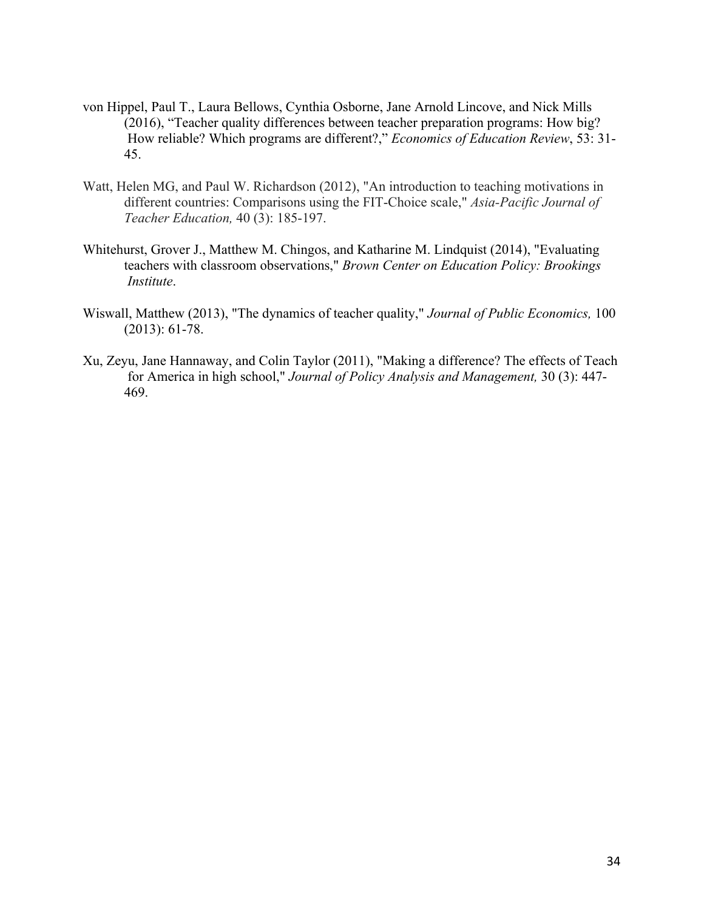von Hippel, Paul T., Laura Bellows, Cynthia Osborne, Jane Arnold Lincove, and Nick Mills (2016), "Teacher quality differences between teacher preparation programs: How big? How reliable? Which programs are different?," *Economics of Education Review*, 53: 31-45.

Watt, Helen MG, and Paul W. Richardson (2012), "An introduction to teaching motivations in different countries: Comparisons using the FIT-Choice scale," *Asia-Pacific Journal of Teacher Education,* 40 (3): 185-197.

Whitehurst, Grover J., Matthew M. Chingos, and Katharine M. Lindquist (2014), "Evaluating teachers with classroom observations," *Brown Center on Education Policy: Brookings Institute*.

Wiswall, Matthew (2013), "The dynamics of teacher quality," *Journal of Public Economics,* 100 (2013): 61-78.

Xu, Zeyu, Jane Hannaway, and Colin Taylor (2011), "Making a difference? The effects of Teach for America in high school," *Journal of Policy Analysis and Management,* 30 (3): 447-469.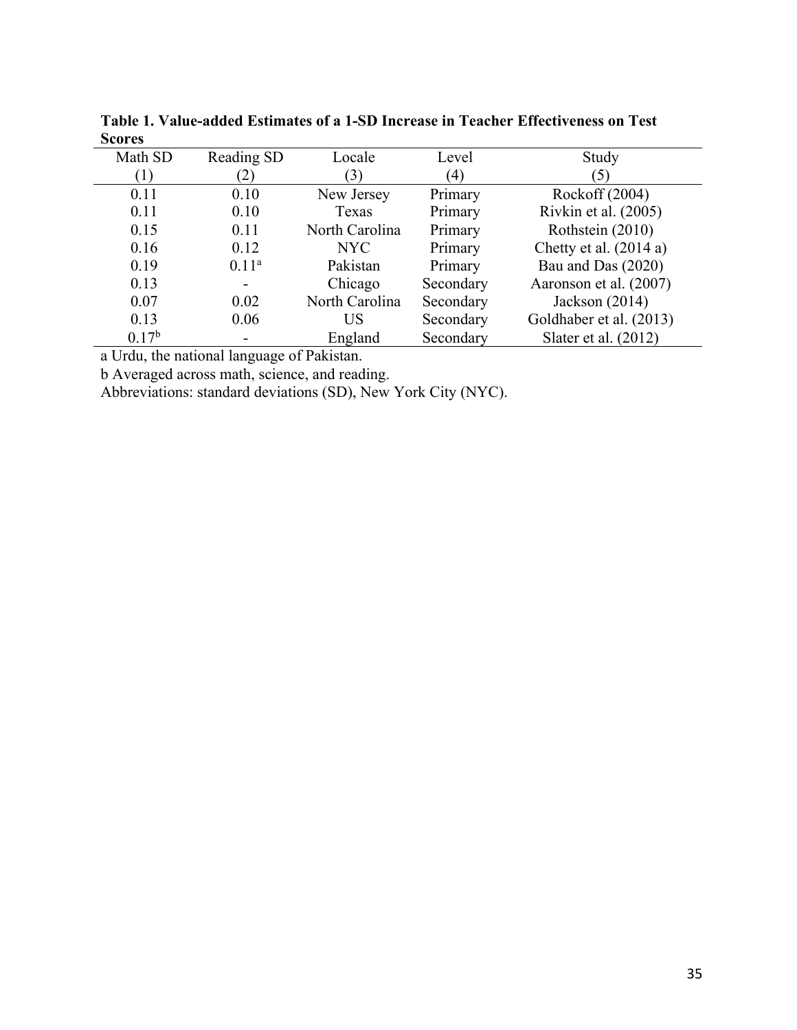**Table 1. Value-added Estimates of a 1-SD Increase in Teacher Effectiveness on Test Scores**

| Math SD<br>(1) | Reading SD<br>(2) | Locale<br>(3) | Level<br>(4) | Study<br>(5) |
|---|---|---|---|---|
| 0.11 | 0.10 | New Jersey | Primary | Rockoff (2004) |
| 0.11 | 0.10 | Texas | Primary | Rivkin et al. (2005) |
| 0.15 | 0.11 | North Carolina | Primary | Rothstein (2010) |
| 0.16 | 0.12 | NYC | Primary | Chetty et al. (2014 a) |
| 0.19 | 0.11[a] | Pakistan | Primary | Bau and Das (2020) |
| 0.13 | - | Chicago | Secondary | Aaronson et al. (2007) |
| 0.07 | 0.02 | North Carolina | Secondary | Jackson (2014) |
| 0.13 | 0.06 | US | Secondary | Goldhaber et al. (2013) |
| 0.17[b] | - | England | Secondary | Slater et al. (2012) |

a Urdu, the national language of Pakistan.

b Averaged across math, science, and reading.

Abbreviations: standard deviations (SD), New York City (NYC).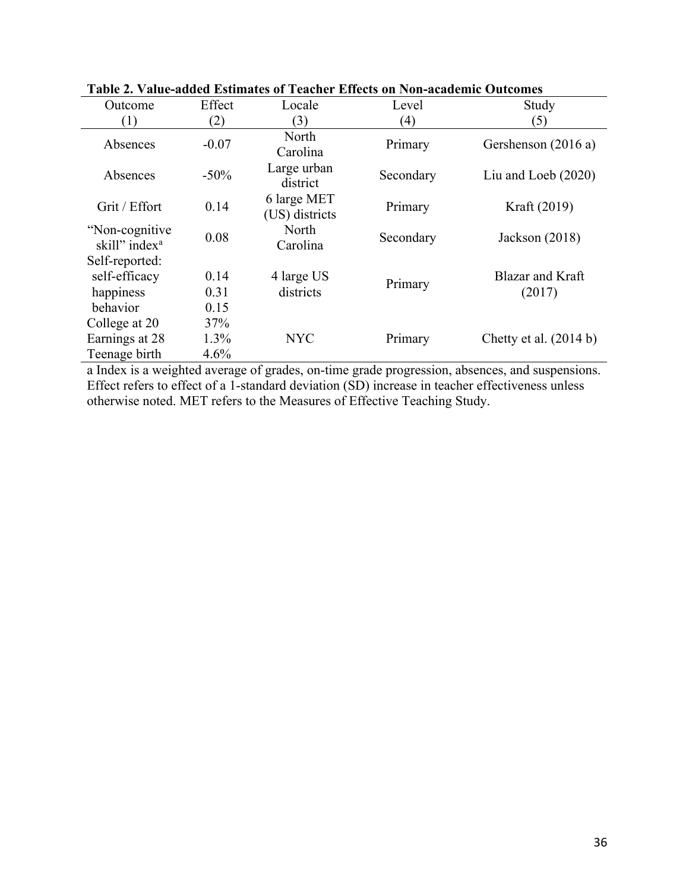**Table 2. Value-added Estimates of Teacher Effects on Non-academic Outcomes**

| Outcome (1) | Effect (2) | Locale (3) | Level (4) | Study (5) |
|---|---|---|---|---|
| Absences | -0.07 | North Carolina | Primary | Gershenson (2016 a) |
| Absences | -50% | Large urban district | Secondary | Liu and Loeb (2020) |
| Grit / Effort | 0.14 | 6 large MET (US) districts | Primary | Kraft (2019) |
| “Non-cognitive skill” index[a] | 0.08 | North Carolina | Secondary | Jackson (2018) |
| Self-reported: | | | | |
| self-efficacy | 0.14 | 4 large US districts | Primary | Blazar and Kraft (2017) |
| happiness | 0.31 | | | |
| behavior | 0.15 | | | |
| College at 20 | 37% | NYC | Primary | Chetty et al. (2014 b) |
| Earnings at 28 | 1.3% | | | |
| Teenage birth | 4.6% | | | |

a Index is a weighted average of grades, on-time grade progression, absences, and suspensions. Effect refers to effect of a 1-standard deviation (SD) increase in teacher effectiveness unless otherwise noted. MET refers to the Measures of Effective Teaching Study.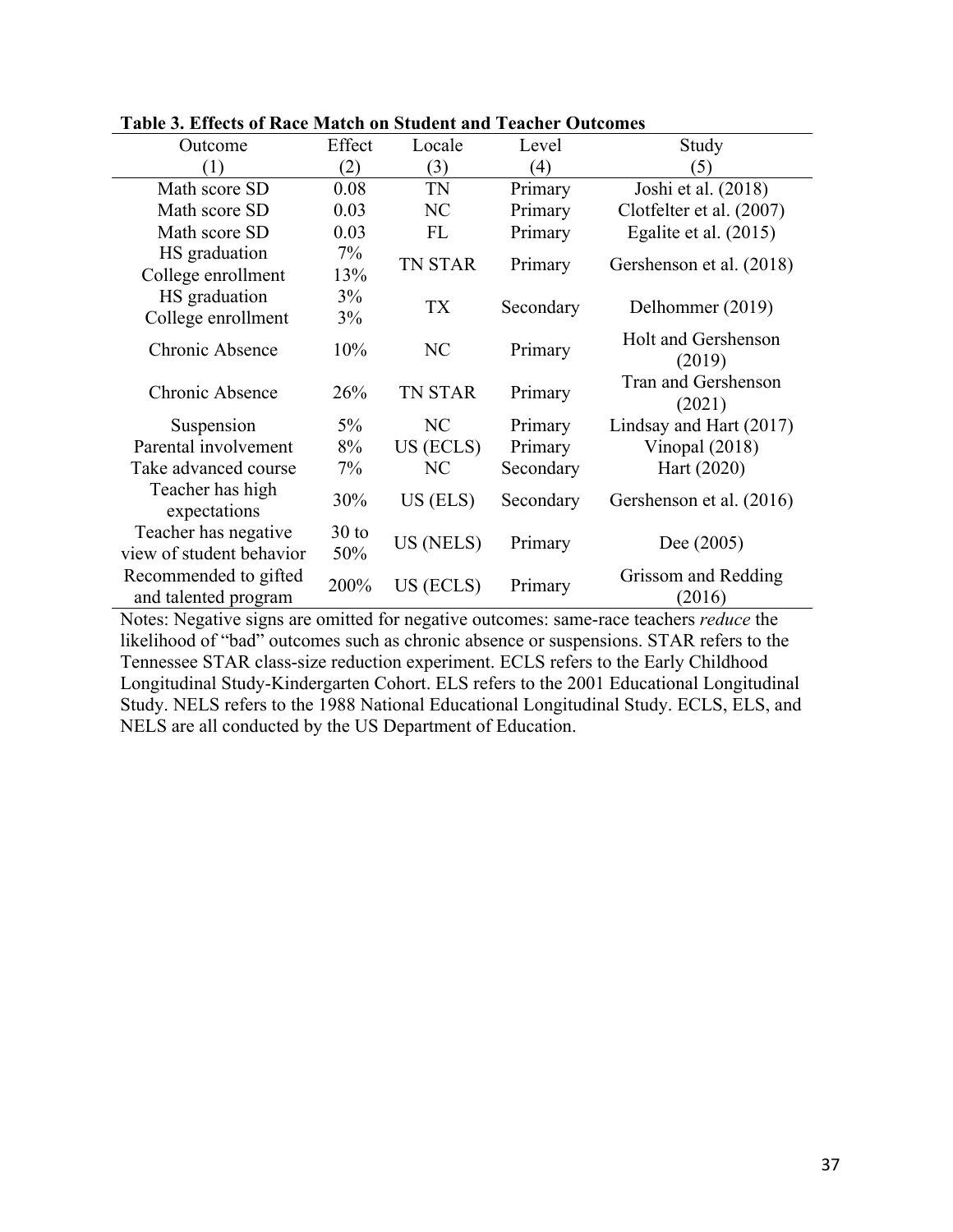**Table 3. Effects of Race Match on Student and Teacher Outcomes**

| Outcome (1) | Effect (2) | Locale (3) | Level (4) | Study (5) |
|---|---|---|---|---|
| Math score SD | 0.08 | TN | Primary | Joshi et al. (2018) |
| Math score SD | 0.03 | NC | Primary | Clotfelter et al. (2007) |
| Math score SD | 0.03 | FL | Primary | Egalite et al. (2015) |
| HS graduation | 7% | TN STAR | Primary | Gershenson et al. (2018) |
| College enrollment | 13% | TN STAR | Primary | Gershenson et al. (2018) |
| HS graduation | 3% | TX | Secondary | Delhommer (2019) |
| College enrollment | 3% | TX | Secondary | Delhommer (2019) |
| Chronic Absence | 10% | NC | Primary | Holt and Gershenson (2019) |
| Chronic Absence | 26% | TN STAR | Primary | Tran and Gershenson (2021) |
| Suspension | 5% | NC | Primary | Lindsay and Hart (2017) |
| Parental involvement | 8% | US (ECLS) | Primary | Vinopal (2018) |
| Take advanced course | 7% | NC | Secondary | Hart (2020) |
| Teacher has high expectations | 30% | US (ELS) | Secondary | Gershenson et al. (2016) |
| Teacher has negative view of student behavior | 30 to 50% | US (NELS) | Primary | Dee (2005) |
| Recommended to gifted and talented program | 200% | US (ECLS) | Primary | Grissom and Redding (2016) |

Notes: Negative signs are omitted for negative outcomes: same-race teachers *reduce* the likelihood of "bad" outcomes such as chronic absence or suspensions. STAR refers to the Tennessee STAR class-size reduction experiment. ECLS refers to the Early Childhood Longitudinal Study-Kindergarten Cohort. ELS refers to the 2001 Educational Longitudinal Study. NELS refers to the 1988 National Educational Longitudinal Study. ECLS, ELS, and NELS are all conducted by the US Department of Education.